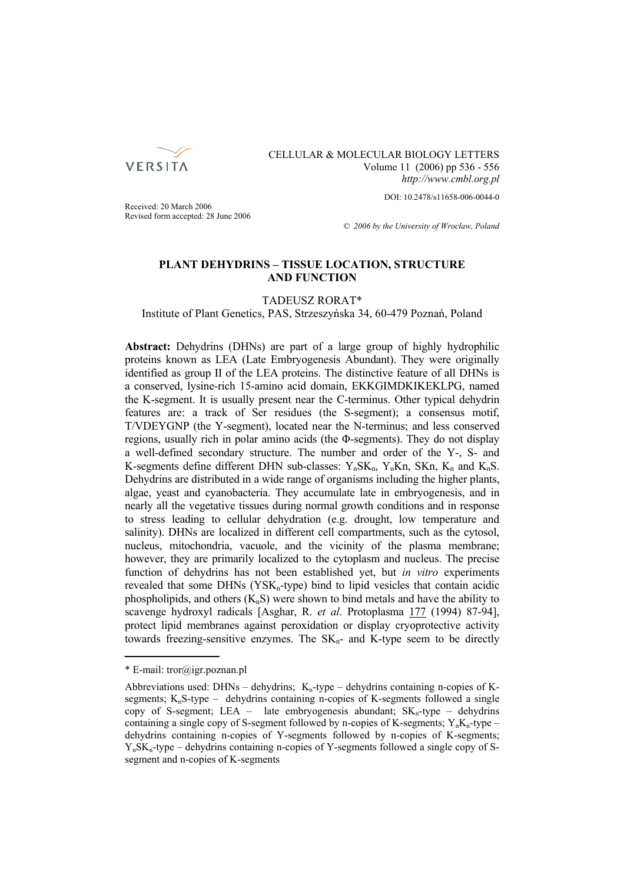CELLULAR & MOLECULAR BIOLOGY LETTERS
Volume 11 (2006) pp 536 - 556
*http://www.cmbl.org.pl*

DOI: 10.2478/s11658-006-0044-0

Received: 20 March 2006
Revised form accepted: 28 June 2006

*© 2006 by the University of Wrocław, Poland*

# PLANT DEHYDRINS – TISSUE LOCATION, STRUCTURE AND FUNCTION

TADEUSZ RORAT*
Institute of Plant Genetics, PAS, Strzeszyńska 34, 60-479 Poznań, Poland

**Abstract:** Dehydrins (DHNs) are part of a large group of highly hydrophilic proteins known as LEA (Late Embryogenesis Abundant). They were originally identified as group II of the LEA proteins. The distinctive feature of all DHNs is a conserved, lysine-rich 15-amino acid domain, EKKGIMDKIKEKLPG, named the K-segment. It is usually present near the C-terminus. Other typical dehydrin features are: a track of Ser residues (the S-segment); a consensus motif, T/VDEYGNP (the Y-segment), located near the N-terminus; and less conserved regions, usually rich in polar amino acids (the Φ-segments). They do not display a well-defined secondary structure. The number and order of the Y-, S- and K-segments define different DHN sub-classes: $Y_nSK_n$, $Y_nKn$, SKn, $K_n$ and $K_nS$. Dehydrins are distributed in a wide range of organisms including the higher plants, algae, yeast and cyanobacteria. They accumulate late in embryogenesis, and in nearly all the vegetative tissues during normal growth conditions and in response to stress leading to cellular dehydration (e.g. drought, low temperature and salinity). DHNs are localized in different cell compartments, such as the cytosol, nucleus, mitochondria, vacuole, and the vicinity of the plasma membrane; however, they are primarily localized to the cytoplasm and nucleus. The precise function of dehydrins has not been established yet, but *in vitro* experiments revealed that some DHNs ($YSK_n$-type) bind to lipid vesicles that contain acidic phospholipids, and others ($K_nS$) were shown to bind metals and have the ability to scavenge hydroxyl radicals [Asghar, R. *et al*. Protoplasma 177 (1994) 87-94], protect lipid membranes against peroxidation or display cryoprotective activity towards freezing-sensitive enzymes. The $SK_n$- and K-type seem to be directly

---

\* E-mail: tror@igr.poznan.pl

Abbreviations used: DHNs – dehydrins; $K_n$-type – dehydrins containing n-copies of K-segments; $K_nS$-type – dehydrins containing n-copies of K-segments followed a single copy of S-segment; LEA – late embryogenesis abundant; $SK_n$-type – dehydrins containing a single copy of S-segment followed by n-copies of K-segments; $Y_nK_n$-type – dehydrins containing n-copies of Y-segments followed by n-copies of K-segments; $Y_nSK_n$-type – dehydrins containing n-copies of Y-segments followed a single copy of S-segment and n-copies of K-segments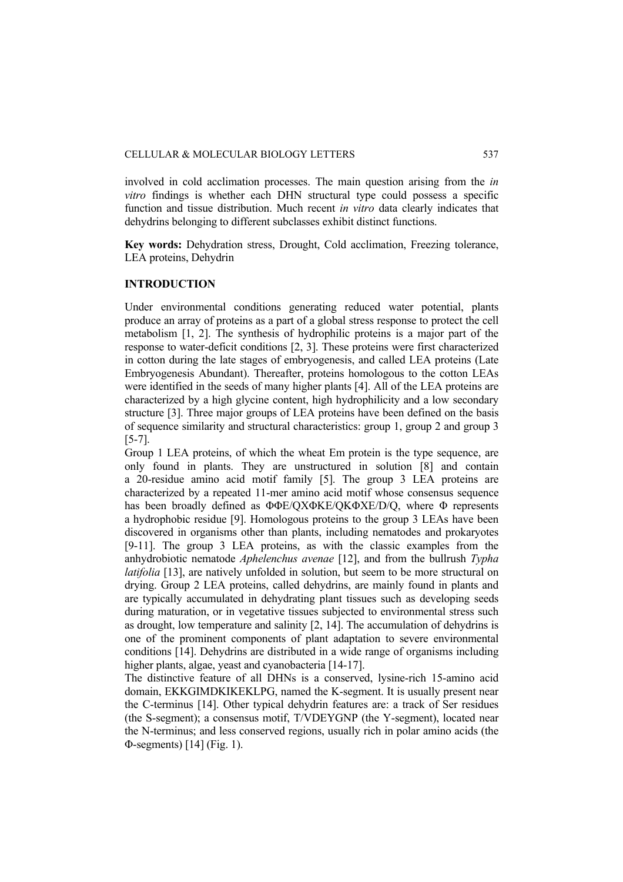involved in cold acclimation processes. The main question arising from the *in vitro* findings is whether each DHN structural type could possess a specific function and tissue distribution. Much recent *in vitro* data clearly indicates that dehydrins belonging to different subclasses exhibit distinct functions.

**Key words:** Dehydration stress, Drought, Cold acclimation, Freezing tolerance, LEA proteins, Dehydrin

## INTRODUCTION

Under environmental conditions generating reduced water potential, plants produce an array of proteins as a part of a global stress response to protect the cell metabolism [1, 2]. The synthesis of hydrophilic proteins is a major part of the response to water-deficit conditions [2, 3]. These proteins were first characterized in cotton during the late stages of embryogenesis, and called LEA proteins (Late Embryogenesis Abundant). Thereafter, proteins homologous to the cotton LEAs were identified in the seeds of many higher plants [4]. All of the LEA proteins are characterized by a high glycine content, high hydrophilicity and a low secondary structure [3]. Three major groups of LEA proteins have been defined on the basis of sequence similarity and structural characteristics: group 1, group 2 and group 3 [5-7].

Group 1 LEA proteins, of which the wheat Em protein is the type sequence, are only found in plants. They are unstructured in solution [8] and contain a 20-residue amino acid motif family [5]. The group 3 LEA proteins are characterized by a repeated 11-mer amino acid motif whose consensus sequence has been broadly defined as ΦΦE/QXΦKE/QKΦXE/D/Q, where Φ represents a hydrophobic residue [9]. Homologous proteins to the group 3 LEAs have been discovered in organisms other than plants, including nematodes and prokaryotes [9-11]. The group 3 LEA proteins, as with the classic examples from the anhydrobiotic nematode *Aphelenchus avenae* [12], and from the bullrush *Typha latifolia* [13], are natively unfolded in solution, but seem to be more structural on drying. Group 2 LEA proteins, called dehydrins, are mainly found in plants and are typically accumulated in dehydrating plant tissues such as developing seeds during maturation, or in vegetative tissues subjected to environmental stress such as drought, low temperature and salinity [2, 14]. The accumulation of dehydrins is one of the prominent components of plant adaptation to severe environmental conditions [14]. Dehydrins are distributed in a wide range of organisms including higher plants, algae, yeast and cyanobacteria [14-17].

The distinctive feature of all DHNs is a conserved, lysine-rich 15-amino acid domain, EKKGIMDKIKEKLPG, named the K-segment. It is usually present near the C-terminus [14]. Other typical dehydrin features are: a track of Ser residues (the S-segment); a consensus motif, T/VDEYGNP (the Y-segment), located near the N-terminus; and less conserved regions, usually rich in polar amino acids (the Φ-segments) [14] (Fig. 1).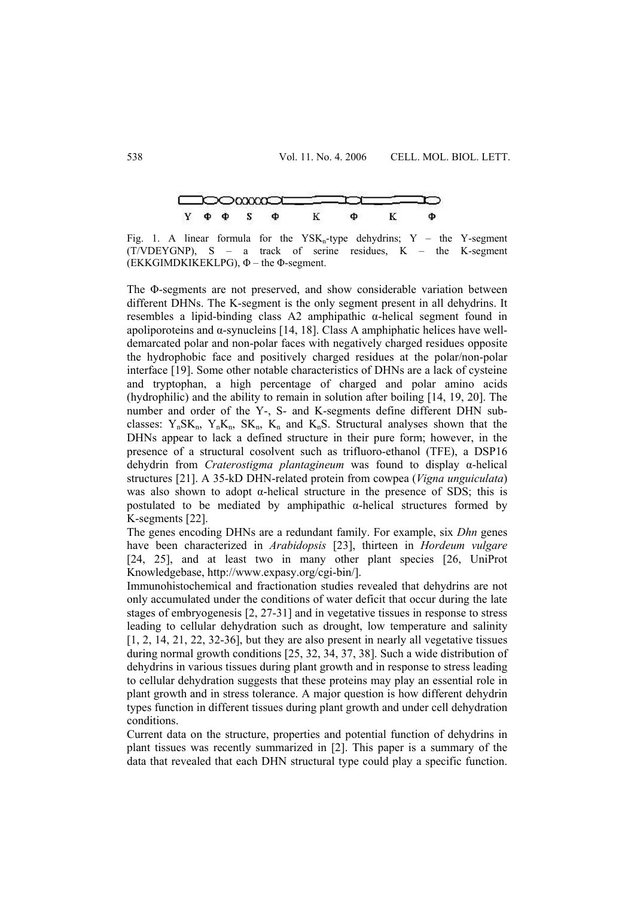Fig. 1. A linear formula for the $YSK_n$-type dehydrins; Y – the Y-segment (T/VDEYGNP), S – a track of serine residues, K – the K-segment (EKKGIMDKIKEKLPG), Φ – the Φ-segment.

The Φ-segments are not preserved, and show considerable variation between different DHNs. The K-segment is the only segment present in all dehydrins. It resembles a lipid-binding class A2 amphipathic α-helical segment found in apoliporoteins and α-synucleins [14, 18]. Class A amphiphatic helices have well-demarcated polar and non-polar faces with negatively charged residues opposite the hydrophobic face and positively charged residues at the polar/non-polar interface [19]. Some other notable characteristics of DHNs are a lack of cysteine and tryptophan, a high percentage of charged and polar amino acids (hydrophilic) and the ability to remain in solution after boiling [14, 19, 20]. The number and order of the Y-, S- and K-segments define different DHN sub-classes: $Y_nSK_n$, $Y_nK_n$, $SK_n$, $K_n$ and $K_nS$. Structural analyses shown that the DHNs appear to lack a defined structure in their pure form; however, in the presence of a structural cosolvent such as trifluoro-ethanol (TFE), a DSP16 dehydrin from *Craterostigma plantagineum* was found to display α-helical structures [21]. A 35-kD DHN-related protein from cowpea (*Vigna unguiculata*) was also shown to adopt α-helical structure in the presence of SDS; this is postulated to be mediated by amphipathic α-helical structures formed by K-segments [22].

The genes encoding DHNs are a redundant family. For example, six *Dhn* genes have been characterized in *Arabidopsis* [23], thirteen in *Hordeum vulgare* [24, 25], and at least two in many other plant species [26, UniProt Knowledgebase, http://www.expasy.org/cgi-bin/].

Immunohistochemical and fractionation studies revealed that dehydrins are not only accumulated under the conditions of water deficit that occur during the late stages of embryogenesis [2, 27-31] and in vegetative tissues in response to stress leading to cellular dehydration such as drought, low temperature and salinity [1, 2, 14, 21, 22, 32-36], but they are also present in nearly all vegetative tissues during normal growth conditions [25, 32, 34, 37, 38]. Such a wide distribution of dehydrins in various tissues during plant growth and in response to stress leading to cellular dehydration suggests that these proteins may play an essential role in plant growth and in stress tolerance. A major question is how different dehydrin types function in different tissues during plant growth and under cell dehydration conditions.

Current data on the structure, properties and potential function of dehydrins in plant tissues was recently summarized in [2]. This paper is a summary of the data that revealed that each DHN structural type could play a specific function.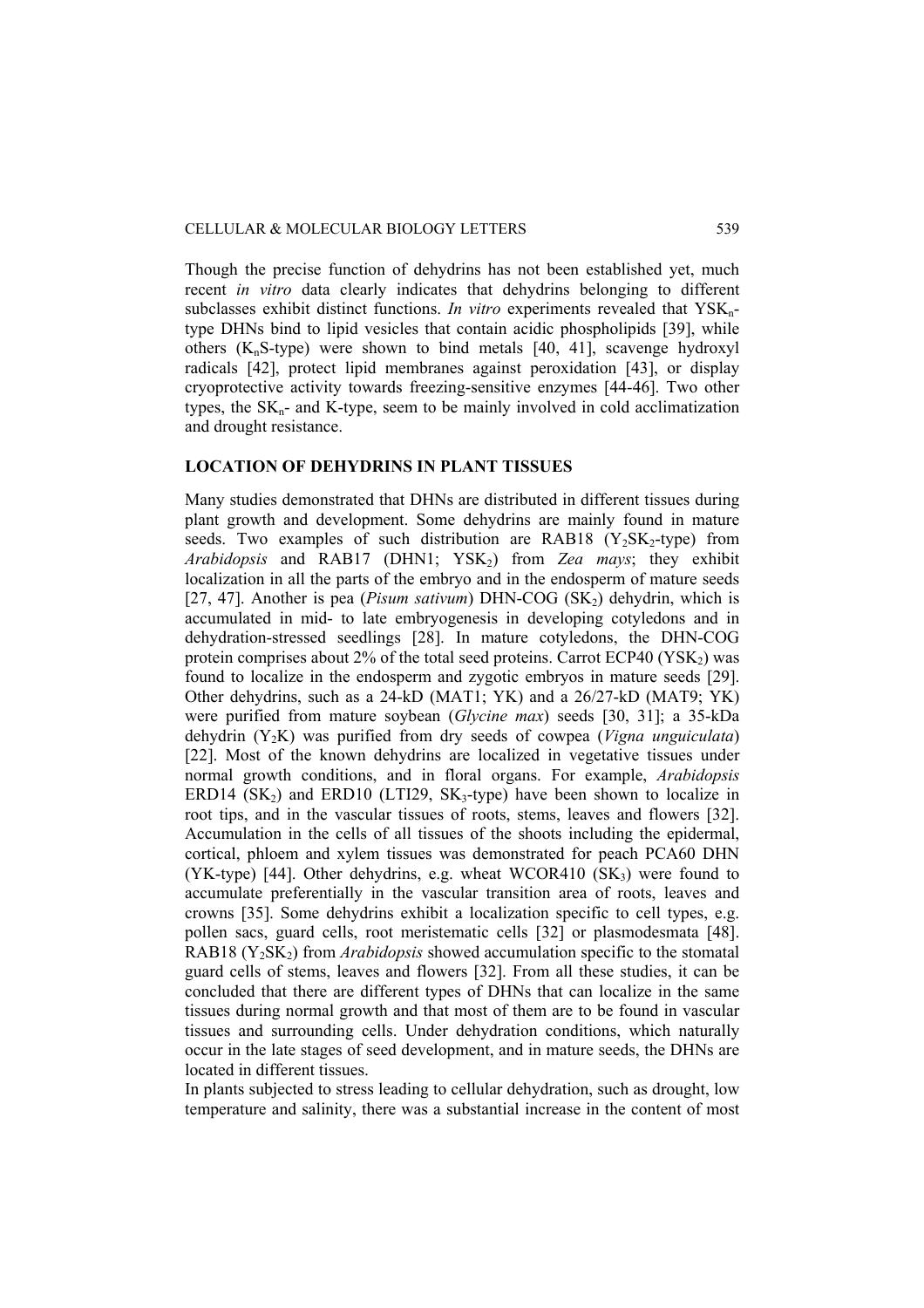Though the precise function of dehydrins has not been established yet, much recent *in vitro* data clearly indicates that dehydrins belonging to different subclasses exhibit distinct functions. *In vitro* experiments revealed that $YSK_n$-type DHNs bind to lipid vesicles that contain acidic phospholipids [39], while others ($K_nS$-type) were shown to bind metals [40, 41], scavenge hydroxyl radicals [42], protect lipid membranes against peroxidation [43], or display cryoprotective activity towards freezing-sensitive enzymes [44-46]. Two other types, the $SK_n$- and K-type, seem to be mainly involved in cold acclimatization and drought resistance.

## LOCATION OF DEHYDRINS IN PLANT TISSUES

Many studies demonstrated that DHNs are distributed in different tissues during plant growth and development. Some dehydrins are mainly found in mature seeds. Two examples of such distribution are RAB18 ($Y_2SK_2$-type) from *Arabidopsis* and RAB17 (DHN1; $YSK_2$) from *Zea mays*; they exhibit localization in all the parts of the embryo and in the endosperm of mature seeds [27, 47]. Another is pea (*Pisum sativum*) DHN-COG ($SK_2$) dehydrin, which is accumulated in mid- to late embryogenesis in developing cotyledons and in dehydration-stressed seedlings [28]. In mature cotyledons, the DHN-COG protein comprises about 2% of the total seed proteins. Carrot ECP40 ($YSK_2$) was found to localize in the endosperm and zygotic embryos in mature seeds [29]. Other dehydrins, such as a 24-kD (MAT1; YK) and a 26/27-kD (MAT9; YK) were purified from mature soybean (*Glycine max*) seeds [30, 31]; a 35-kDa dehydrin ($Y_2K$) was purified from dry seeds of cowpea (*Vigna unguiculata*) [22]. Most of the known dehydrins are localized in vegetative tissues under normal growth conditions, and in floral organs. For example, *Arabidopsis* ERD14 ($SK_2$) and ERD10 (LTI29, $SK_3$-type) have been shown to localize in root tips, and in the vascular tissues of roots, stems, leaves and flowers [32]. Accumulation in the cells of all tissues of the shoots including the epidermal, cortical, phloem and xylem tissues was demonstrated for peach PCA60 DHN (YK-type) [44]. Other dehydrins, e.g. wheat WCOR410 ($SK_3$) were found to accumulate preferentially in the vascular transition area of roots, leaves and crowns [35]. Some dehydrins exhibit a localization specific to cell types, e.g. pollen sacs, guard cells, root meristematic cells [32] or plasmodesmata [48]. RAB18 ($Y_2SK_2$) from *Arabidopsis* showed accumulation specific to the stomatal guard cells of stems, leaves and flowers [32]. From all these studies, it can be concluded that there are different types of DHNs that can localize in the same tissues during normal growth and that most of them are to be found in vascular tissues and surrounding cells. Under dehydration conditions, which naturally occur in the late stages of seed development, and in mature seeds, the DHNs are located in different tissues.

In plants subjected to stress leading to cellular dehydration, such as drought, low temperature and salinity, there was a substantial increase in the content of most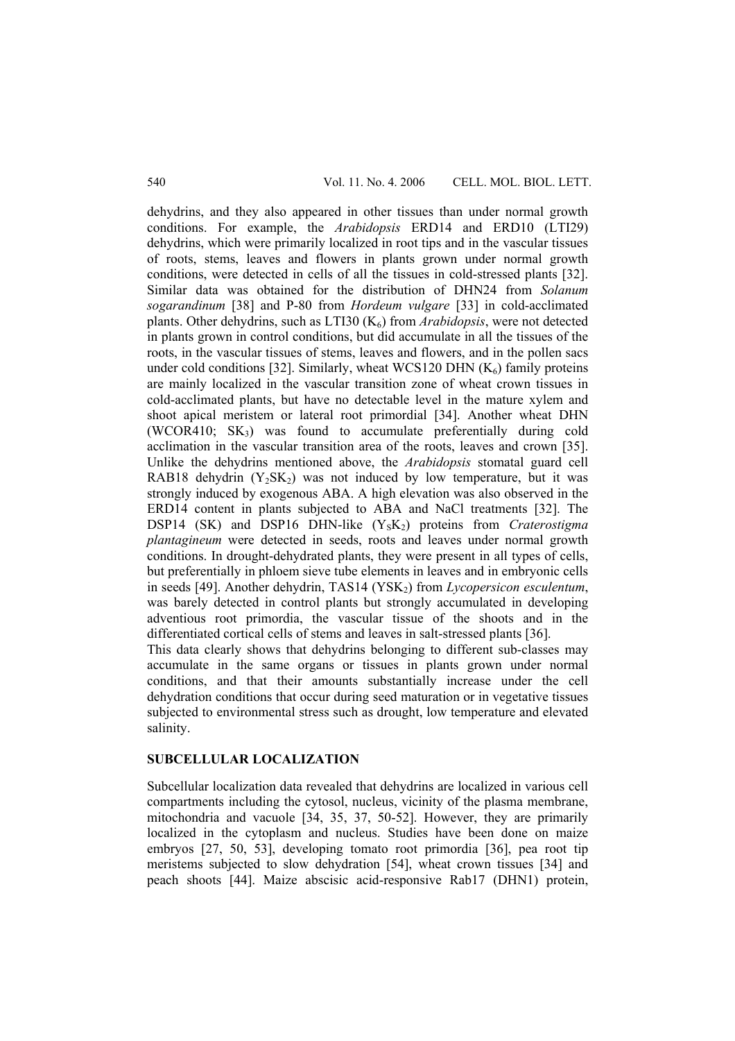dehydrins, and they also appeared in other tissues than under normal growth conditions. For example, the *Arabidopsis* ERD14 and ERD10 (LTI29) dehydrins, which were primarily localized in root tips and in the vascular tissues of roots, stems, leaves and flowers in plants grown under normal growth conditions, were detected in cells of all the tissues in cold-stressed plants [32]. Similar data was obtained for the distribution of DHN24 from *Solanum sogarandinum* [38] and P-80 from *Hordeum vulgare* [33] in cold-acclimated plants. Other dehydrins, such as LTI30 ($K_6$) from *Arabidopsis*, were not detected in plants grown in control conditions, but did accumulate in all the tissues of the roots, in the vascular tissues of stems, leaves and flowers, and in the pollen sacs under cold conditions [32]. Similarly, wheat WCS120 DHN ($K_6$) family proteins are mainly localized in the vascular transition zone of wheat crown tissues in cold-acclimated plants, but have no detectable level in the mature xylem and shoot apical meristem or lateral root primordial [34]. Another wheat DHN (WCOR410; $SK_3$) was found to accumulate preferentially during cold acclimation in the vascular transition area of the roots, leaves and crown [35]. Unlike the dehydrins mentioned above, the *Arabidopsis* stomatal guard cell RAB18 dehydrin ($Y_2SK_2$) was not induced by low temperature, but it was strongly induced by exogenous ABA. A high elevation was also observed in the ERD14 content in plants subjected to ABA and NaCl treatments [32]. The DSP14 (SK) and DSP16 DHN-like ($Y_5K_2$) proteins from *Craterostigma plantagineum* were detected in seeds, roots and leaves under normal growth conditions. In drought-dehydrated plants, they were present in all types of cells, but preferentially in phloem sieve tube elements in leaves and in embryonic cells in seeds [49]. Another dehydrin, TAS14 ($YSK_2$) from *Lycopersicon esculentum*, was barely detected in control plants but strongly accumulated in developing adventious root primordia, the vascular tissue of the shoots and in the differentiated cortical cells of stems and leaves in salt-stressed plants [36].

This data clearly shows that dehydrins belonging to different sub-classes may accumulate in the same organs or tissues in plants grown under normal conditions, and that their amounts substantially increase under the cell dehydration conditions that occur during seed maturation or in vegetative tissues subjected to environmental stress such as drought, low temperature and elevated salinity.

## SUBCELLULAR LOCALIZATION

Subcellular localization data revealed that dehydrins are localized in various cell compartments including the cytosol, nucleus, vicinity of the plasma membrane, mitochondria and vacuole [34, 35, 37, 50-52]. However, they are primarily localized in the cytoplasm and nucleus. Studies have been done on maize embryos [27, 50, 53], developing tomato root primordia [36], pea root tip meristems subjected to slow dehydration [54], wheat crown tissues [34] and peach shoots [44]. Maize abscisic acid-responsive Rab17 (DHN1) protein,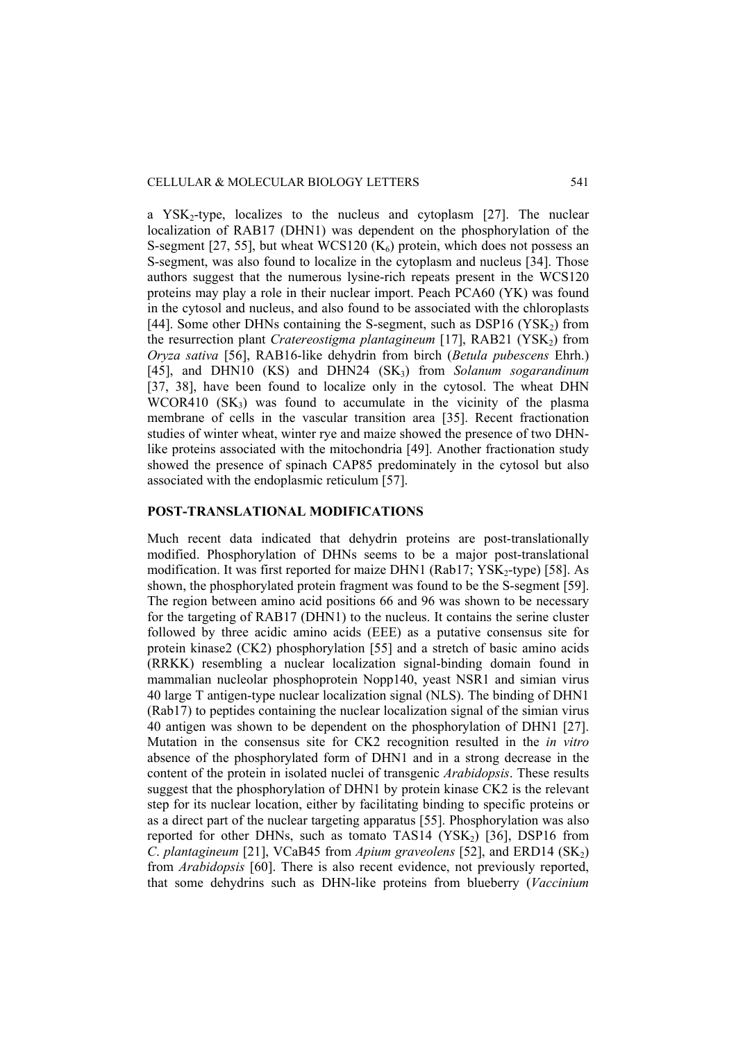a $YSK_2$-type, localizes to the nucleus and cytoplasm [27]. The nuclear localization of RAB17 (DHN1) was dependent on the phosphorylation of the S-segment [27, 55], but wheat WCS120 ($K_6$) protein, which does not possess an S-segment, was also found to localize in the cytoplasm and nucleus [34]. Those authors suggest that the numerous lysine-rich repeats present in the WCS120 proteins may play a role in their nuclear import. Peach PCA60 (YK) was found in the cytosol and nucleus, and also found to be associated with the chloroplasts [44]. Some other DHNs containing the S-segment, such as DSP16 ($YSK_2$) from the resurrection plant *Cratereostigma plantagineum* [17], RAB21 ($YSK_2$) from *Oryza sativa* [56], RAB16-like dehydrin from birch (*Betula pubescens* Ehrh.) [45], and DHN10 (KS) and DHN24 ($SK_3$) from *Solanum sogarandinum* [37, 38], have been found to localize only in the cytosol. The wheat DHN WCOR410 ($SK_3$) was found to accumulate in the vicinity of the plasma membrane of cells in the vascular transition area [35]. Recent fractionation studies of winter wheat, winter rye and maize showed the presence of two DHN-like proteins associated with the mitochondria [49]. Another fractionation study showed the presence of spinach CAP85 predominately in the cytosol but also associated with the endoplasmic reticulum [57].

## POST-TRANSLATIONAL MODIFICATIONS

Much recent data indicated that dehydrin proteins are post-translationally modified. Phosphorylation of DHNs seems to be a major post-translational modification. It was first reported for maize DHN1 (Rab17; $YSK_2$-type) [58]. As shown, the phosphorylated protein fragment was found to be the S-segment [59]. The region between amino acid positions 66 and 96 was shown to be necessary for the targeting of RAB17 (DHN1) to the nucleus. It contains the serine cluster followed by three acidic amino acids (EEE) as a putative consensus site for protein kinase2 (CK2) phosphorylation [55] and a stretch of basic amino acids (RRKK) resembling a nuclear localization signal-binding domain found in mammalian nucleolar phosphoprotein Nopp140, yeast NSR1 and simian virus 40 large T antigen-type nuclear localization signal (NLS). The binding of DHN1 (Rab17) to peptides containing the nuclear localization signal of the simian virus 40 antigen was shown to be dependent on the phosphorylation of DHN1 [27]. Mutation in the consensus site for CK2 recognition resulted in the *in vitro* absence of the phosphorylated form of DHN1 and in a strong decrease in the content of the protein in isolated nuclei of transgenic *Arabidopsis*. These results suggest that the phosphorylation of DHN1 by protein kinase CK2 is the relevant step for its nuclear location, either by facilitating binding to specific proteins or as a direct part of the nuclear targeting apparatus [55]. Phosphorylation was also reported for other DHNs, such as tomato TAS14 ($YSK_2$) [36], DSP16 from *C. plantagineum* [21], VCaB45 from *Apium graveolens* [52], and ERD14 ($SK_2$) from *Arabidopsis* [60]. There is also recent evidence, not previously reported, that some dehydrins such as DHN-like proteins from blueberry (*Vaccinium*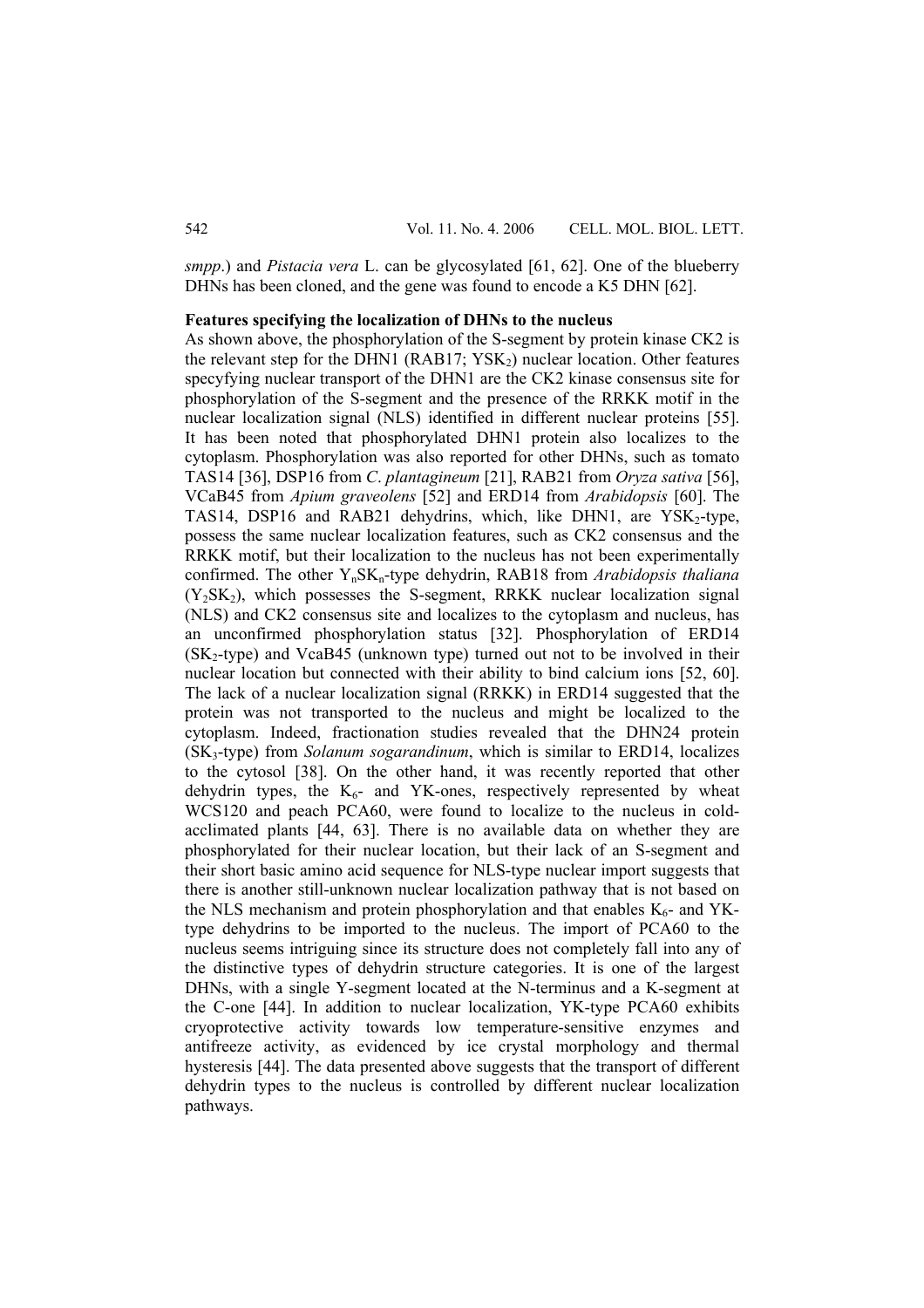*smpp*.) and *Pistacia vera* L. can be glycosylated [61, 62]. One of the blueberry DHNs has been cloned, and the gene was found to encode a K5 DHN [62].

**Features specifying the localization of DHNs to the nucleus**

As shown above, the phosphorylation of the S-segment by protein kinase CK2 is the relevant step for the DHN1 (RAB17; $YSK_2$) nuclear location. Other features specyfying nuclear transport of the DHN1 are the CK2 kinase consensus site for phosphorylation of the S-segment and the presence of the RRKK motif in the nuclear localization signal (NLS) identified in different nuclear proteins [55]. It has been noted that phosphorylated DHN1 protein also localizes to the cytoplasm. Phosphorylation was also reported for other DHNs, such as tomato TAS14 [36], DSP16 from *C. plantagineum* [21], RAB21 from *Oryza sativa* [56], VCaB45 from *Apium graveolens* [52] and ERD14 from *Arabidopsis* [60]. The TAS14, DSP16 and RAB21 dehydrins, which, like DHN1, are $YSK_2$-type, possess the same nuclear localization features, such as CK2 consensus and the RRKK motif, but their localization to the nucleus has not been experimentally confirmed. The other $Y_nSK_n$-type dehydrin, RAB18 from *Arabidopsis thaliana* ($Y_2SK_2$), which possesses the S-segment, RRKK nuclear localization signal (NLS) and CK2 consensus site and localizes to the cytoplasm and nucleus, has an unconfirmed phosphorylation status [32]. Phosphorylation of ERD14 ($SK_2$-type) and VcaB45 (unknown type) turned out not to be involved in their nuclear location but connected with their ability to bind calcium ions [52, 60]. The lack of a nuclear localization signal (RRKK) in ERD14 suggested that the protein was not transported to the nucleus and might be localized to the cytoplasm. Indeed, fractionation studies revealed that the DHN24 protein ($SK_3$-type) from *Solanum sogarandinum*, which is similar to ERD14, localizes to the cytosol [38]. On the other hand, it was recently reported that other dehydrin types, the $K_6$- and YK-ones, respectively represented by wheat WCS120 and peach PCA60, were found to localize to the nucleus in cold-acclimated plants [44, 63]. There is no available data on whether they are phosphorylated for their nuclear location, but their lack of an S-segment and their short basic amino acid sequence for NLS-type nuclear import suggests that there is another still-unknown nuclear localization pathway that is not based on the NLS mechanism and protein phosphorylation and that enables $K_6$- and YK-type dehydrins to be imported to the nucleus. The import of PCA60 to the nucleus seems intriguing since its structure does not completely fall into any of the distinctive types of dehydrin structure categories. It is one of the largest DHNs, with a single Y-segment located at the N-terminus and a K-segment at the C-one [44]. In addition to nuclear localization, YK-type PCA60 exhibits cryoprotective activity towards low temperature-sensitive enzymes and antifreeze activity, as evidenced by ice crystal morphology and thermal hysteresis [44]. The data presented above suggests that the transport of different dehydrin types to the nucleus is controlled by different nuclear localization pathways.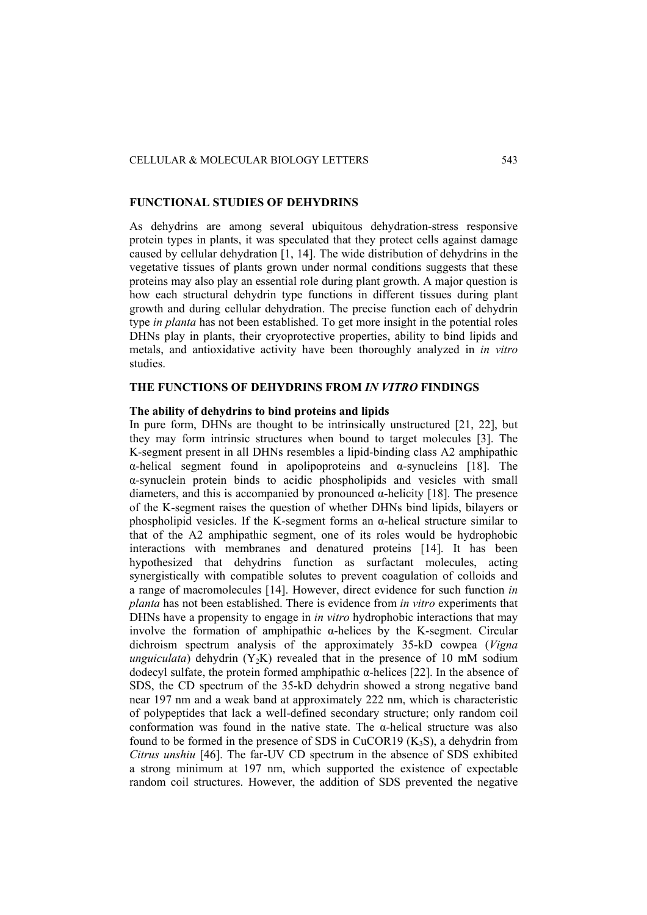## FUNCTIONAL STUDIES OF DEHYDRINS

As dehydrins are among several ubiquitous dehydration-stress responsive protein types in plants, it was speculated that they protect cells against damage caused by cellular dehydration [1, 14]. The wide distribution of dehydrins in the vegetative tissues of plants grown under normal conditions suggests that these proteins may also play an essential role during plant growth. A major question is how each structural dehydrin type functions in different tissues during plant growth and during cellular dehydration. The precise function each of dehydrin type *in planta* has not been established. To get more insight in the potential roles DHNs play in plants, their cryoprotective properties, ability to bind lipids and metals, and antioxidative activity have been thoroughly analyzed in *in vitro* studies.

## THE FUNCTIONS OF DEHYDRINS FROM *IN VITRO* FINDINGS

### The ability of dehydrins to bind proteins and lipids

In pure form, DHNs are thought to be intrinsically unstructured [21, 22], but they may form intrinsic structures when bound to target molecules [3]. The K-segment present in all DHNs resembles a lipid-binding class A2 amphipathic α-helical segment found in apolipoproteins and α-synucleins [18]. The α-synuclein protein binds to acidic phospholipids and vesicles with small diameters, and this is accompanied by pronounced α-helicity [18]. The presence of the K-segment raises the question of whether DHNs bind lipids, bilayers or phospholipid vesicles. If the K-segment forms an α-helical structure similar to that of the A2 amphipathic segment, one of its roles would be hydrophobic interactions with membranes and denatured proteins [14]. It has been hypothesized that dehydrins function as surfactant molecules, acting synergistically with compatible solutes to prevent coagulation of colloids and a range of macromolecules [14]. However, direct evidence for such function *in planta* has not been established. There is evidence from *in vitro* experiments that DHNs have a propensity to engage in *in vitro* hydrophobic interactions that may involve the formation of amphipathic α-helices by the K-segment. Circular dichroism spectrum analysis of the approximately 35-kD cowpea (*Vigna unguiculata*) dehydrin ($Y_2K$) revealed that in the presence of 10 mM sodium dodecyl sulfate, the protein formed amphipathic α-helices [22]. In the absence of SDS, the CD spectrum of the 35-kD dehydrin showed a strong negative band near 197 nm and a weak band at approximately 222 nm, which is characteristic of polypeptides that lack a well-defined secondary structure; only random coil conformation was found in the native state. The α-helical structure was also found to be formed in the presence of SDS in CuCOR19 ($K_3S$), a dehydrin from *Citrus unshiu* [46]. The far-UV CD spectrum in the absence of SDS exhibited a strong minimum at 197 nm, which supported the existence of expectable random coil structures. However, the addition of SDS prevented the negative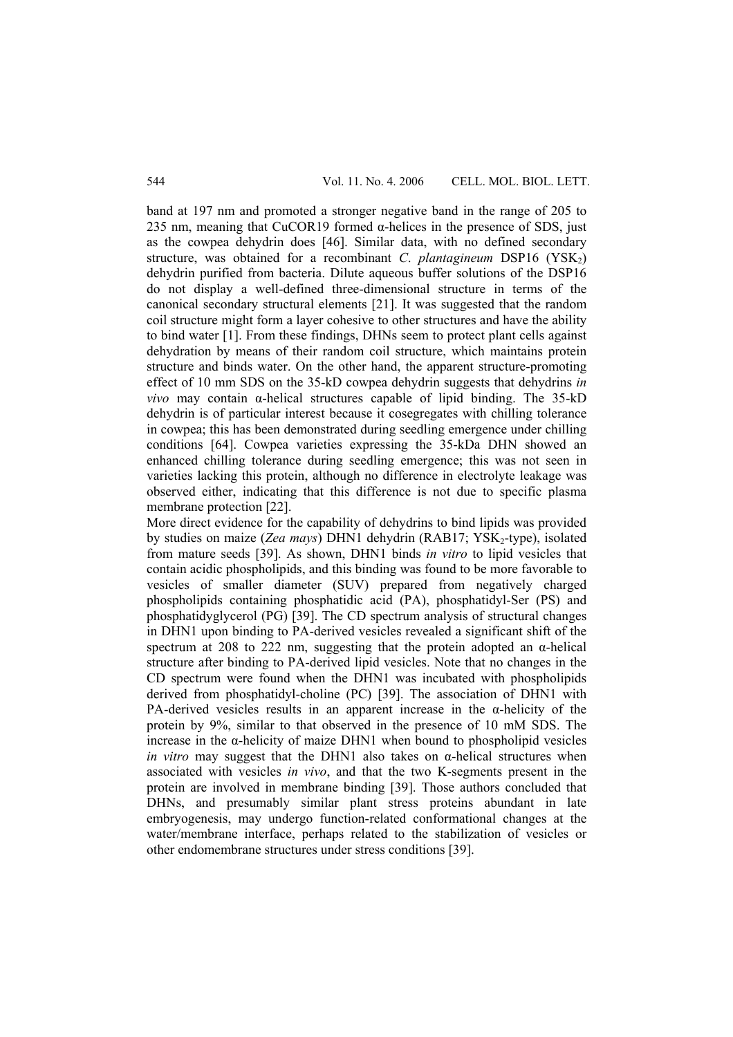band at 197 nm and promoted a stronger negative band in the range of 205 to 235 nm, meaning that CuCOR19 formed α-helices in the presence of SDS, just as the cowpea dehydrin does [46]. Similar data, with no defined secondary structure, was obtained for a recombinant *C. plantagineum* DSP16 ($YSK_2$) dehydrin purified from bacteria. Dilute aqueous buffer solutions of the DSP16 do not display a well-defined three-dimensional structure in terms of the canonical secondary structural elements [21]. It was suggested that the random coil structure might form a layer cohesive to other structures and have the ability to bind water [1]. From these findings, DHNs seem to protect plant cells against dehydration by means of their random coil structure, which maintains protein structure and binds water. On the other hand, the apparent structure-promoting effect of 10 mm SDS on the 35-kD cowpea dehydrin suggests that dehydrins *in vivo* may contain α-helical structures capable of lipid binding. The 35-kD dehydrin is of particular interest because it cosegregates with chilling tolerance in cowpea; this has been demonstrated during seedling emergence under chilling conditions [64]. Cowpea varieties expressing the 35-kDa DHN showed an enhanced chilling tolerance during seedling emergence; this was not seen in varieties lacking this protein, although no difference in electrolyte leakage was observed either, indicating that this difference is not due to specific plasma membrane protection [22].

More direct evidence for the capability of dehydrins to bind lipids was provided by studies on maize (*Zea mays*) DHN1 dehydrin (RAB17; $YSK_2$-type), isolated from mature seeds [39]. As shown, DHN1 binds *in vitro* to lipid vesicles that contain acidic phospholipids, and this binding was found to be more favorable to vesicles of smaller diameter (SUV) prepared from negatively charged phospholipids containing phosphatidic acid (PA), phosphatidyl-Ser (PS) and phosphatidyglycerol (PG) [39]. The CD spectrum analysis of structural changes in DHN1 upon binding to PA-derived vesicles revealed a significant shift of the spectrum at 208 to 222 nm, suggesting that the protein adopted an α-helical structure after binding to PA-derived lipid vesicles. Note that no changes in the CD spectrum were found when the DHN1 was incubated with phospholipids derived from phosphatidyl-choline (PC) [39]. The association of DHN1 with PA-derived vesicles results in an apparent increase in the α-helicity of the protein by 9%, similar to that observed in the presence of 10 mM SDS. The increase in the α-helicity of maize DHN1 when bound to phospholipid vesicles *in vitro* may suggest that the DHN1 also takes on α-helical structures when associated with vesicles *in vivo*, and that the two K-segments present in the protein are involved in membrane binding [39]. Those authors concluded that DHNs, and presumably similar plant stress proteins abundant in late embryogenesis, may undergo function-related conformational changes at the water/membrane interface, perhaps related to the stabilization of vesicles or other endomembrane structures under stress conditions [39].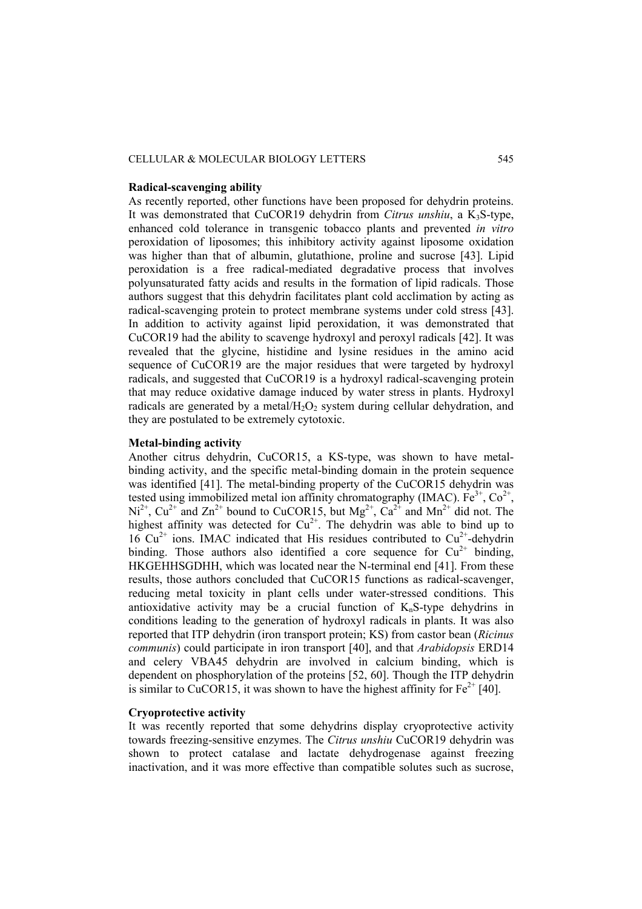**Radical-scavenging ability**

As recently reported, other functions have been proposed for dehydrin proteins. It was demonstrated that CuCOR19 dehydrin from *Citrus unshiu*, a $K_3S$-type, enhanced cold tolerance in transgenic tobacco plants and prevented *in vitro* peroxidation of liposomes; this inhibitory activity against liposome oxidation was higher than that of albumin, glutathione, proline and sucrose [43]. Lipid peroxidation is a free radical-mediated degradative process that involves polyunsaturated fatty acids and results in the formation of lipid radicals. Those authors suggest that this dehydrin facilitates plant cold acclimation by acting as radical-scavenging protein to protect membrane systems under cold stress [43]. In addition to activity against lipid peroxidation, it was demonstrated that CuCOR19 had the ability to scavenge hydroxyl and peroxyl radicals [42]. It was revealed that the glycine, histidine and lysine residues in the amino acid sequence of CuCOR19 are the major residues that were targeted by hydroxyl radicals, and suggested that CuCOR19 is a hydroxyl radical-scavenging protein that may reduce oxidative damage induced by water stress in plants. Hydroxyl radicals are generated by a metal/$H_2O_2$ system during cellular dehydration, and they are postulated to be extremely cytotoxic.

**Metal-binding activity**

Another citrus dehydrin, CuCOR15, a KS-type, was shown to have metal-binding activity, and the specific metal-binding domain in the protein sequence was identified [41]. The metal-binding property of the CuCOR15 dehydrin was tested using immobilized metal ion affinity chromatography (IMAC). $Fe^{3+}$, $Co^{2+}$, $Ni^{2+}$, $Cu^{2+}$ and $Zn^{2+}$ bound to CuCOR15, but $Mg^{2+}$, $Ca^{2+}$ and $Mn^{2+}$ did not. The highest affinity was detected for $Cu^{2+}$. The dehydrin was able to bind up to 16 $Cu^{2+}$ ions. IMAC indicated that His residues contributed to $Cu^{2+}$-dehydrin binding. Those authors also identified a core sequence for $Cu^{2+}$ binding, HKGEHHSGDHH, which was located near the N-terminal end [41]. From these results, those authors concluded that CuCOR15 functions as radical-scavenger, reducing metal toxicity in plant cells under water-stressed conditions. This antioxidative activity may be a crucial function of $K_nS$-type dehydrins in conditions leading to the generation of hydroxyl radicals in plants. It was also reported that ITP dehydrin (iron transport protein; KS) from castor bean (*Ricinus communis*) could participate in iron transport [40], and that *Arabidopsis* ERD14 and celery VBA45 dehydrin are involved in calcium binding, which is dependent on phosphorylation of the proteins [52, 60]. Though the ITP dehydrin is similar to CuCOR15, it was shown to have the highest affinity for $Fe^{2+}$ [40].

**Cryoprotective activity**

It was recently reported that some dehydrins display cryoprotective activity towards freezing-sensitive enzymes. The *Citrus unshiu* CuCOR19 dehydrin was shown to protect catalase and lactate dehydrogenase against freezing inactivation, and it was more effective than compatible solutes such as sucrose,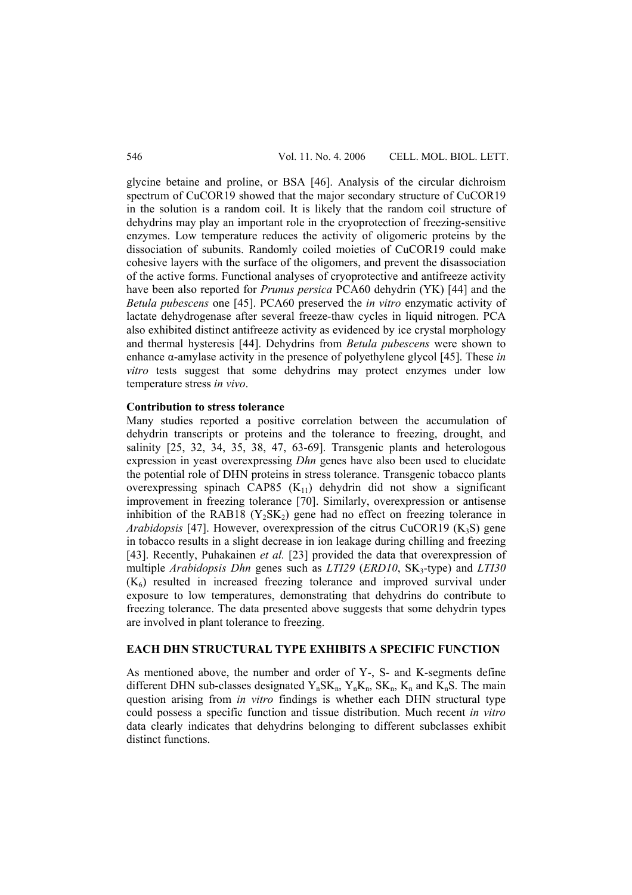glycine betaine and proline, or BSA [46]. Analysis of the circular dichroism spectrum of CuCOR19 showed that the major secondary structure of CuCOR19 in the solution is a random coil. It is likely that the random coil structure of dehydrins may play an important role in the cryoprotection of freezing-sensitive enzymes. Low temperature reduces the activity of oligomeric proteins by the dissociation of subunits. Randomly coiled moieties of CuCOR19 could make cohesive layers with the surface of the oligomers, and prevent the disassociation of the active forms. Functional analyses of cryoprotective and antifreeze activity have been also reported for *Prunus persica* PCA60 dehydrin (YK) [44] and the *Betula pubescens* one [45]. PCA60 preserved the *in vitro* enzymatic activity of lactate dehydrogenase after several freeze-thaw cycles in liquid nitrogen. PCA also exhibited distinct antifreeze activity as evidenced by ice crystal morphology and thermal hysteresis [44]. Dehydrins from *Betula pubescens* were shown to enhance α-amylase activity in the presence of polyethylene glycol [45]. These *in vitro* tests suggest that some dehydrins may protect enzymes under low temperature stress *in vivo*.

**Contribution to stress tolerance**

Many studies reported a positive correlation between the accumulation of dehydrin transcripts or proteins and the tolerance to freezing, drought, and salinity [25, 32, 34, 35, 38, 47, 63-69]. Transgenic plants and heterologous expression in yeast overexpressing *Dhn* genes have also been used to elucidate the potential role of DHN proteins in stress tolerance. Transgenic tobacco plants overexpressing spinach CAP85 ($K_{11}$) dehydrin did not show a significant improvement in freezing tolerance [70]. Similarly, overexpression or antisense inhibition of the RAB18 ($Y_2SK_2$) gene had no effect on freezing tolerance in *Arabidopsis* [47]. However, overexpression of the citrus CuCOR19 ($K_3S$) gene in tobacco results in a slight decrease in ion leakage during chilling and freezing [43]. Recently, Puhakainen *et al.* [23] provided the data that overexpression of multiple *Arabidopsis Dhn* genes such as *LTI29* (*ERD10*, $SK_3$-type) and *LTI30* ($K_6$) resulted in increased freezing tolerance and improved survival under exposure to low temperatures, demonstrating that dehydrins do contribute to freezing tolerance. The data presented above suggests that some dehydrin types are involved in plant tolerance to freezing.

## EACH DHN STRUCTURAL TYPE EXHIBITS A SPECIFIC FUNCTION

As mentioned above, the number and order of Y-, S- and K-segments define different DHN sub-classes designated $Y_nSK_n$, $Y_nK_n$, $SK_n$, $K_n$ and $K_nS$. The main question arising from *in vitro* findings is whether each DHN structural type could possess a specific function and tissue distribution. Much recent *in vitro* data clearly indicates that dehydrins belonging to different subclasses exhibit distinct functions.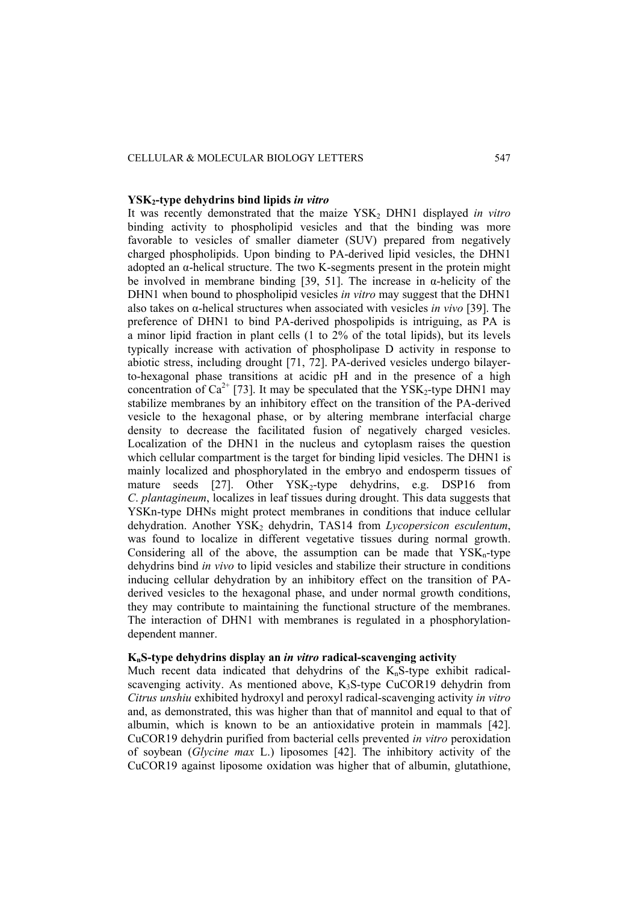### $YSK_2$-type dehydrins bind lipids *in vitro*

It was recently demonstrated that the maize $YSK_2$ DHN1 displayed *in vitro* binding activity to phospholipid vesicles and that the binding was more favorable to vesicles of smaller diameter (SUV) prepared from negatively charged phospholipids. Upon binding to PA-derived lipid vesicles, the DHN1 adopted an α-helical structure. The two K-segments present in the protein might be involved in membrane binding [39, 51]. The increase in α-helicity of the DHN1 when bound to phospholipid vesicles *in vitro* may suggest that the DHN1 also takes on α-helical structures when associated with vesicles *in vivo* [39]. The preference of DHN1 to bind PA-derived phospolipids is intriguing, as PA is a minor lipid fraction in plant cells (1 to 2% of the total lipids), but its levels typically increase with activation of phospholipase D activity in response to abiotic stress, including drought [71, 72]. PA-derived vesicles undergo bilayer-to-hexagonal phase transitions at acidic pH and in the presence of a high concentration of $Ca^{2+}$ [73]. It may be speculated that the $YSK_2$-type DHN1 may stabilize membranes by an inhibitory effect on the transition of the PA-derived vesicle to the hexagonal phase, or by altering membrane interfacial charge density to decrease the facilitated fusion of negatively charged vesicles. Localization of the DHN1 in the nucleus and cytoplasm raises the question which cellular compartment is the target for binding lipid vesicles. The DHN1 is mainly localized and phosphorylated in the embryo and endosperm tissues of mature seeds [27]. Other $YSK_2$-type dehydrins, e.g. DSP16 from *C. plantagineum*, localizes in leaf tissues during drought. This data suggests that YSKn-type DHNs might protect membranes in conditions that induce cellular dehydration. Another $YSK_2$ dehydrin, TAS14 from *Lycopersicon esculentum*, was found to localize in different vegetative tissues during normal growth. Considering all of the above, the assumption can be made that $YSK_n$-type dehydrins bind *in vivo* to lipid vesicles and stabilize their structure in conditions inducing cellular dehydration by an inhibitory effect on the transition of PA-derived vesicles to the hexagonal phase, and under normal growth conditions, they may contribute to maintaining the functional structure of the membranes. The interaction of DHN1 with membranes is regulated in a phosphorylation-dependent manner.

### $K_nS$-type dehydrins display an *in vitro* radical-scavenging activity

Much recent data indicated that dehydrins of the $K_nS$-type exhibit radical-scavenging activity. As mentioned above, $K_3S$-type CuCOR19 dehydrin from *Citrus unshiu* exhibited hydroxyl and peroxyl radical-scavenging activity *in vitro* and, as demonstrated, this was higher than that of mannitol and equal to that of albumin, which is known to be an antioxidative protein in mammals [42]. CuCOR19 dehydrin purified from bacterial cells prevented *in vitro* peroxidation of soybean (*Glycine max* L.) liposomes [42]. The inhibitory activity of the CuCOR19 against liposome oxidation was higher that of albumin, glutathione,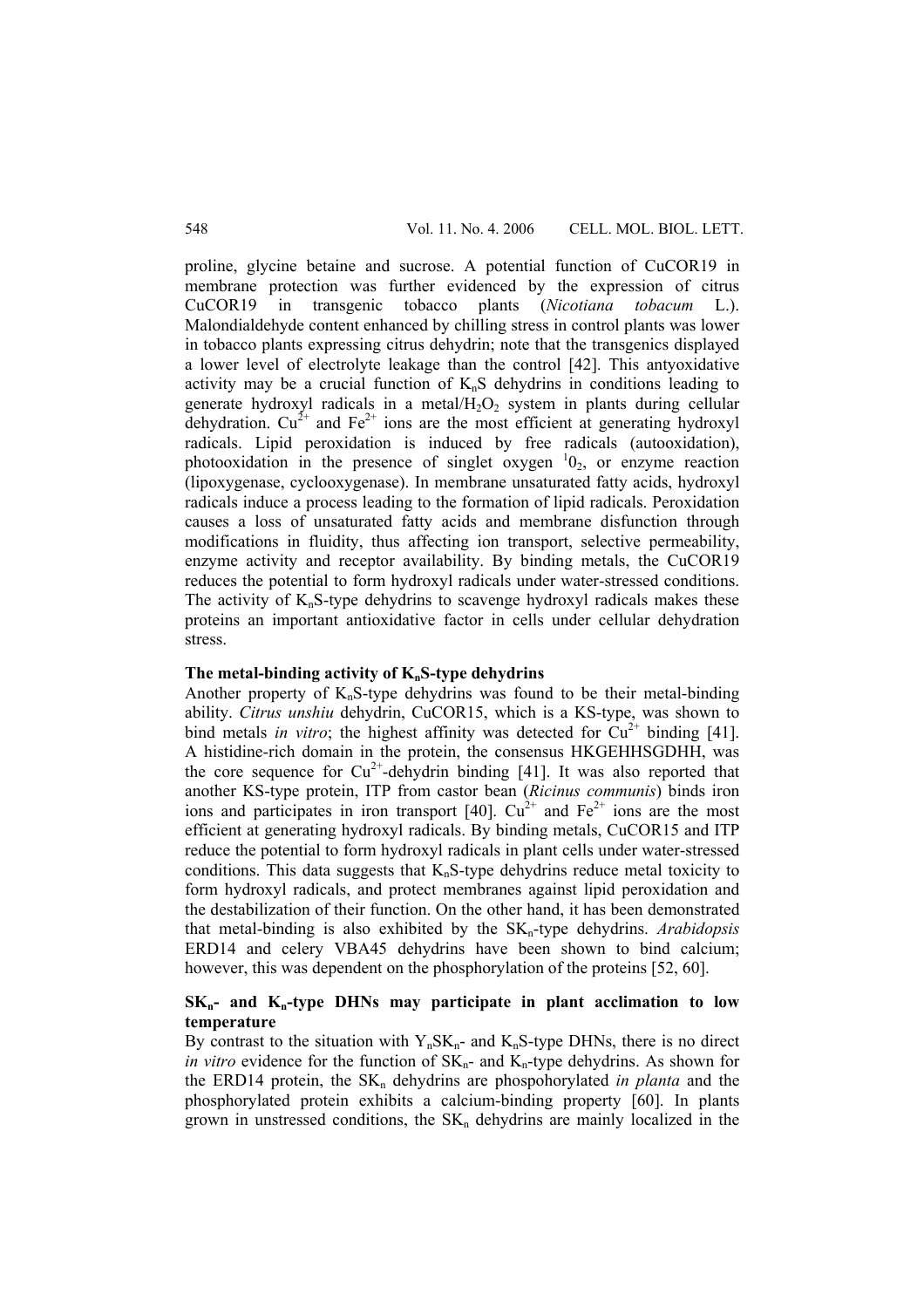proline, glycine betaine and sucrose. A potential function of CuCOR19 in membrane protection was further evidenced by the expression of citrus CuCOR19 in transgenic tobacco plants (*Nicotiana tobacum* L.). Malondialdehyde content enhanced by chilling stress in control plants was lower in tobacco plants expressing citrus dehydrin; note that the transgenics displayed a lower level of electrolyte leakage than the control [42]. This antyoxidative activity may be a crucial function of $K_nS$ dehydrins in conditions leading to generate hydroxyl radicals in a metal/$H_2O_2$ system in plants during cellular dehydration. $Cu^{2+}$ and $Fe^{2+}$ ions are the most efficient at generating hydroxyl radicals. Lipid peroxidation is induced by free radicals (autooxidation), photooxidation in the presence of singlet oxygen $^{1}0_2$, or enzyme reaction (lipoxygenase, cyclooxygenase). In membrane unsaturated fatty acids, hydroxyl radicals induce a process leading to the formation of lipid radicals. Peroxidation causes a loss of unsaturated fatty acids and membrane disfunction through modifications in fluidity, thus affecting ion transport, selective permeability, enzyme activity and receptor availability. By binding metals, the CuCOR19 reduces the potential to form hydroxyl radicals under water-stressed conditions. The activity of $K_nS$-type dehydrins to scavenge hydroxyl radicals makes these proteins an important antioxidative factor in cells under cellular dehydration stress.

**The metal-binding activity of $K_nS$-type dehydrins**

Another property of $K_nS$-type dehydrins was found to be their metal-binding ability. *Citrus unshiu* dehydrin, CuCOR15, which is a KS-type, was shown to bind metals *in vitro*; the highest affinity was detected for $Cu^{2+}$ binding [41]. A histidine-rich domain in the protein, the consensus HKGEHHSGDHH, was the core sequence for $Cu^{2+}$-dehydrin binding [41]. It was also reported that another KS-type protein, ITP from castor bean (*Ricinus communis*) binds iron ions and participates in iron transport [40]. $Cu^{2+}$ and $Fe^{2+}$ ions are the most efficient at generating hydroxyl radicals. By binding metals, CuCOR15 and ITP reduce the potential to form hydroxyl radicals in plant cells under water-stressed conditions. This data suggests that $K_nS$-type dehydrins reduce metal toxicity to form hydroxyl radicals, and protect membranes against lipid peroxidation and the destabilization of their function. On the other hand, it has been demonstrated that metal-binding is also exhibited by the $SK_n$-type dehydrins. *Arabidopsis* ERD14 and celery VBA45 dehydrins have been shown to bind calcium; however, this was dependent on the phosphorylation of the proteins [52, 60].

**$SK_n$- and $K_n$-type DHNs may participate in plant acclimation to low temperature**

By contrast to the situation with $Y_nSK_n$- and $K_nS$-type DHNs, there is no direct *in vitro* evidence for the function of $SK_n$- and $K_n$-type dehydrins. As shown for the ERD14 protein, the $SK_n$ dehydrins are phospohorylated *in planta* and the phosphorylated protein exhibits a calcium-binding property [60]. In plants grown in unstressed conditions, the $SK_n$ dehydrins are mainly localized in the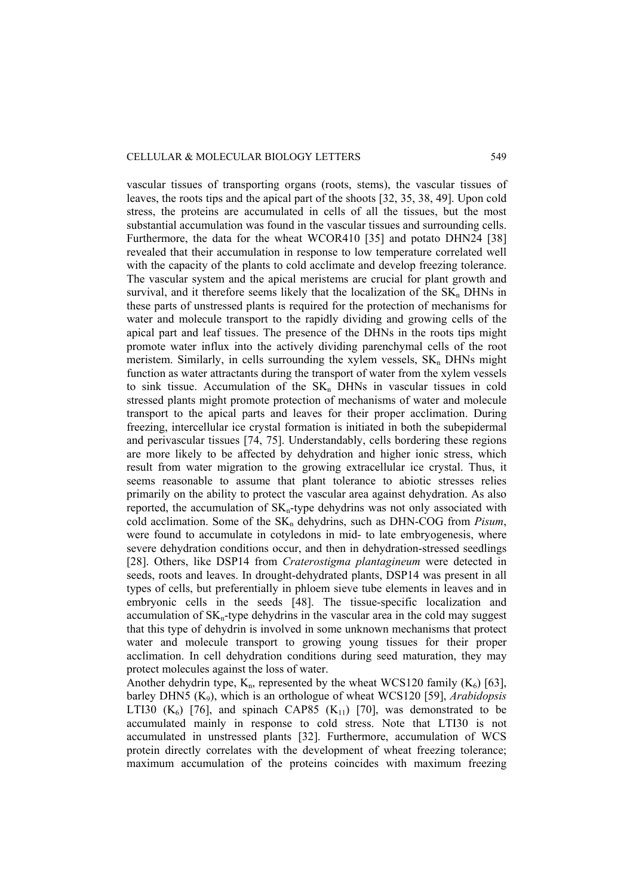vascular tissues of transporting organs (roots, stems), the vascular tissues of leaves, the roots tips and the apical part of the shoots [32, 35, 38, 49]. Upon cold stress, the proteins are accumulated in cells of all the tissues, but the most substantial accumulation was found in the vascular tissues and surrounding cells. Furthermore, the data for the wheat WCOR410 [35] and potato DHN24 [38] revealed that their accumulation in response to low temperature correlated well with the capacity of the plants to cold acclimate and develop freezing tolerance. The vascular system and the apical meristems are crucial for plant growth and survival, and it therefore seems likely that the localization of the $SK_n$ DHNs in these parts of unstressed plants is required for the protection of mechanisms for water and molecule transport to the rapidly dividing and growing cells of the apical part and leaf tissues. The presence of the DHNs in the roots tips might promote water influx into the actively dividing parenchymal cells of the root meristem. Similarly, in cells surrounding the xylem vessels, $SK_n$ DHNs might function as water attractants during the transport of water from the xylem vessels to sink tissue. Accumulation of the $SK_n$ DHNs in vascular tissues in cold stressed plants might promote protection of mechanisms of water and molecule transport to the apical parts and leaves for their proper acclimation. During freezing, intercellular ice crystal formation is initiated in both the subepidermal and perivascular tissues [74, 75]. Understandably, cells bordering these regions are more likely to be affected by dehydration and higher ionic stress, which result from water migration to the growing extracellular ice crystal. Thus, it seems reasonable to assume that plant tolerance to abiotic stresses relies primarily on the ability to protect the vascular area against dehydration. As also reported, the accumulation of $SK_n$-type dehydrins was not only associated with cold acclimation. Some of the $SK_n$ dehydrins, such as DHN-COG from *Pisum*, were found to accumulate in cotyledons in mid- to late embryogenesis, where severe dehydration conditions occur, and then in dehydration-stressed seedlings [28]. Others, like DSP14 from *Craterostigma plantagineum* were detected in seeds, roots and leaves. In drought-dehydrated plants, DSP14 was present in all types of cells, but preferentially in phloem sieve tube elements in leaves and in embryonic cells in the seeds [48]. The tissue-specific localization and accumulation of $SK_n$-type dehydrins in the vascular area in the cold may suggest that this type of dehydrin is involved in some unknown mechanisms that protect water and molecule transport to growing young tissues for their proper acclimation. In cell dehydration conditions during seed maturation, they may protect molecules against the loss of water.

Another dehydrin type, $K_n$, represented by the wheat WCS120 family ($K_6$) [63], barley DHN5 ($K_9$), which is an orthologue of wheat WCS120 [59], *Arabidopsis* LTI30 ($K_6$) [76], and spinach CAP85 ($K_{11}$) [70], was demonstrated to be accumulated mainly in response to cold stress. Note that LTI30 is not accumulated in unstressed plants [32]. Furthermore, accumulation of WCS protein directly correlates with the development of wheat freezing tolerance; maximum accumulation of the proteins coincides with maximum freezing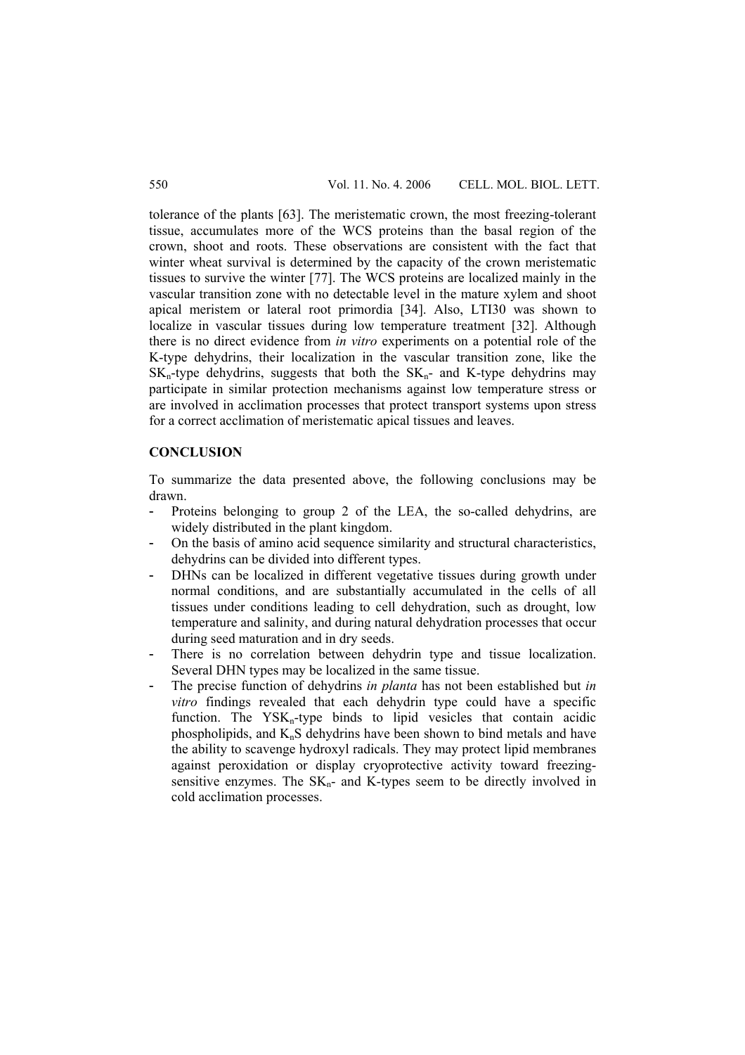tolerance of the plants [63]. The meristematic crown, the most freezing-tolerant tissue, accumulates more of the WCS proteins than the basal region of the crown, shoot and roots. These observations are consistent with the fact that winter wheat survival is determined by the capacity of the crown meristematic tissues to survive the winter [77]. The WCS proteins are localized mainly in the vascular transition zone with no detectable level in the mature xylem and shoot apical meristem or lateral root primordia [34]. Also, LTI30 was shown to localize in vascular tissues during low temperature treatment [32]. Although there is no direct evidence from *in vitro* experiments on a potential role of the K-type dehydrins, their localization in the vascular transition zone, like the $SK_n$-type dehydrins, suggests that both the $SK_n$- and K-type dehydrins may participate in similar protection mechanisms against low temperature stress or are involved in acclimation processes that protect transport systems upon stress for a correct acclimation of meristematic apical tissues and leaves.

## CONCLUSION

To summarize the data presented above, the following conclusions may be drawn.

- Proteins belonging to group 2 of the LEA, the so-called dehydrins, are widely distributed in the plant kingdom.
- On the basis of amino acid sequence similarity and structural characteristics, dehydrins can be divided into different types.
- DHNs can be localized in different vegetative tissues during growth under normal conditions, and are substantially accumulated in the cells of all tissues under conditions leading to cell dehydration, such as drought, low temperature and salinity, and during natural dehydration processes that occur during seed maturation and in dry seeds.
- There is no correlation between dehydrin type and tissue localization. Several DHN types may be localized in the same tissue.
- The precise function of dehydrins *in planta* has not been established but *in vitro* findings revealed that each dehydrin type could have a specific function. The $YSK_n$-type binds to lipid vesicles that contain acidic phospholipids, and $K_nS$ dehydrins have been shown to bind metals and have the ability to scavenge hydroxyl radicals. They may protect lipid membranes against peroxidation or display cryoprotective activity toward freezing-sensitive enzymes. The $SK_n$- and K-types seem to be directly involved in cold acclimation processes.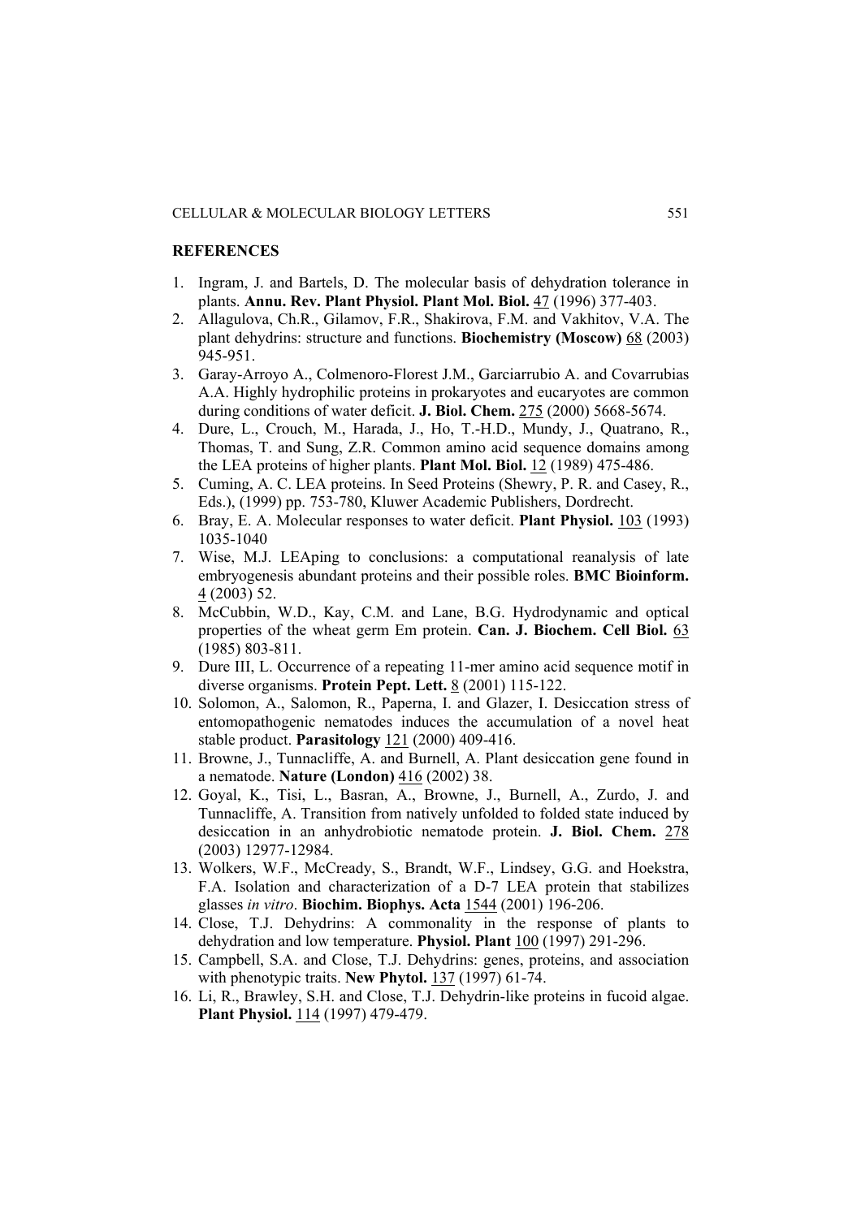## REFERENCES

1. Ingram, J. and Bartels, D. The molecular basis of dehydration tolerance in plants. **Annu. Rev. Plant Physiol. Plant Mol. Biol.** 47 (1996) 377-403.
2. Allagulova, Ch.R., Gilamov, F.R., Shakirova, F.M. and Vakhitov, V.A. The plant dehydrins: structure and functions. **Biochemistry (Moscow)** 68 (2003) 945-951.
3. Garay-Arroyo A., Colmenoro-Florest J.M., Garciarrubio A. and Covarrubias A.A. Highly hydrophilic proteins in prokaryotes and eucaryotes are common during conditions of water deficit. **J. Biol. Chem.** 275 (2000) 5668-5674.
4. Dure, L., Crouch, M., Harada, J., Ho, T.-H.D., Mundy, J., Quatrano, R., Thomas, T. and Sung, Z.R. Common amino acid sequence domains among the LEA proteins of higher plants. **Plant Mol. Biol.** 12 (1989) 475-486.
5. Cuming, A. C. LEA proteins. In Seed Proteins (Shewry, P. R. and Casey, R., Eds.), (1999) pp. 753-780, Kluwer Academic Publishers, Dordrecht.
6. Bray, E. A. Molecular responses to water deficit. **Plant Physiol.** 103 (1993) 1035-1040
7. Wise, M.J. LEAping to conclusions: a computational reanalysis of late embryogenesis abundant proteins and their possible roles. **BMC Bioinform.** 4 (2003) 52.
8. McCubbin, W.D., Kay, C.M. and Lane, B.G. Hydrodynamic and optical properties of the wheat germ Em protein. **Can. J. Biochem. Cell Biol.** 63 (1985) 803-811.
9. Dure III, L. Occurrence of a repeating 11-mer amino acid sequence motif in diverse organisms. **Protein Pept. Lett.** 8 (2001) 115-122.
10. Solomon, A., Salomon, R., Paperna, I. and Glazer, I. Desiccation stress of entomopathogenic nematodes induces the accumulation of a novel heat stable product. **Parasitology** 121 (2000) 409-416.
11. Browne, J., Tunnacliffe, A. and Burnell, A. Plant desiccation gene found in a nematode. **Nature (London)** 416 (2002) 38.
12. Goyal, K., Tisi, L., Basran, A., Browne, J., Burnell, A., Zurdo, J. and Tunnacliffe, A. Transition from natively unfolded to folded state induced by desiccation in an anhydrobiotic nematode protein. **J. Biol. Chem.** 278 (2003) 12977-12984.
13. Wolkers, W.F., McCready, S., Brandt, W.F., Lindsey, G.G. and Hoekstra, F.A. Isolation and characterization of a D-7 LEA protein that stabilizes glasses *in vitro*. **Biochim. Biophys. Acta** 1544 (2001) 196-206.
14. Close, T.J. Dehydrins: A commonality in the response of plants to dehydration and low temperature. **Physiol. Plant** 100 (1997) 291-296.
15. Campbell, S.A. and Close, T.J. Dehydrins: genes, proteins, and association with phenotypic traits. **New Phytol.** 137 (1997) 61-74.
16. Li, R., Brawley, S.H. and Close, T.J. Dehydrin-like proteins in fucoid algae. **Plant Physiol.** 114 (1997) 479-479.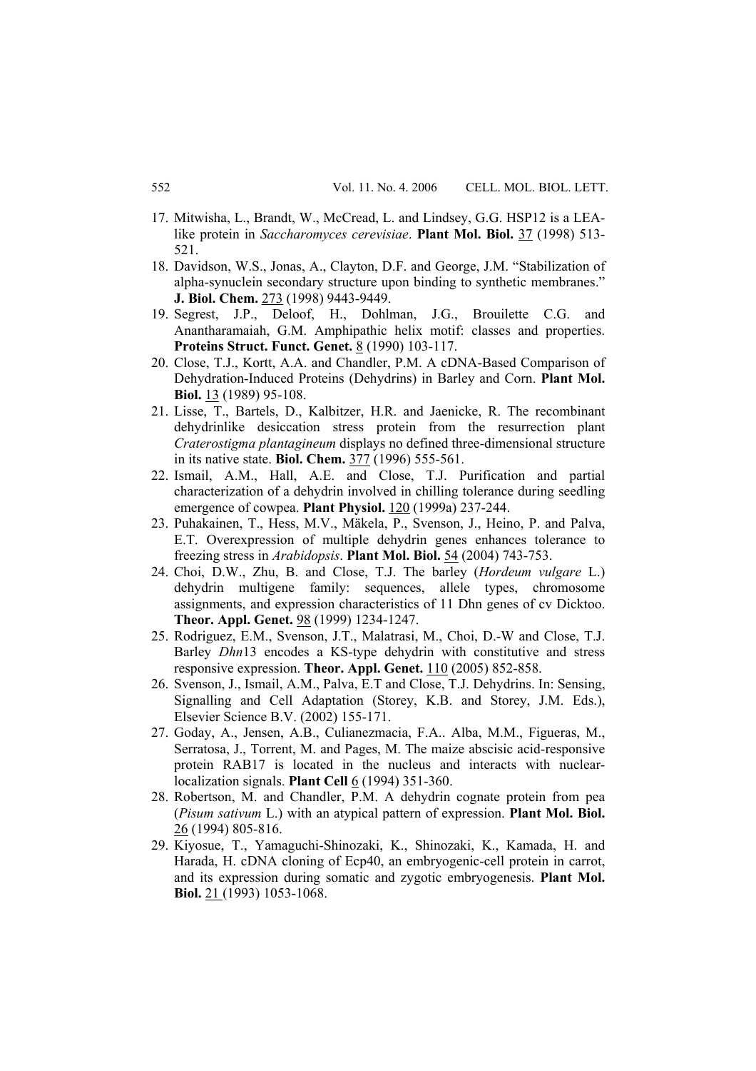17. Mitwisha, L., Brandt, W., McCread, L. and Lindsey, G.G. HSP12 is a LEA-like protein in *Saccharomyces cerevisiae*. **Plant Mol. Biol.** 37 (1998) 513-521.
18. Davidson, W.S., Jonas, A., Clayton, D.F. and George, J.M. "Stabilization of alpha-synuclein secondary structure upon binding to synthetic membranes." **J. Biol. Chem.** 273 (1998) 9443-9449.
19. Segrest, J.P., Deloof, H., Dohlman, J.G., Brouilette C.G. and Anantharamaiah, G.M. Amphipathic helix motif: classes and properties. **Proteins Struct. Funct. Genet.** 8 (1990) 103-117.
20. Close, T.J., Kortt, A.A. and Chandler, P.M. A cDNA-Based Comparison of Dehydration-Induced Proteins (Dehydrins) in Barley and Corn. **Plant Mol. Biol.** 13 (1989) 95-108.
21. Lisse, T., Bartels, D., Kalbitzer, H.R. and Jaenicke, R. The recombinant dehydrinlike desiccation stress protein from the resurrection plant *Craterostigma plantagineum* displays no defined three-dimensional structure in its native state. **Biol. Chem.** 377 (1996) 555-561.
22. Ismail, A.M., Hall, A.E. and Close, T.J. Purification and partial characterization of a dehydrin involved in chilling tolerance during seedling emergence of cowpea. **Plant Physiol.** 120 (1999a) 237-244.
23. Puhakainen, T., Hess, M.V., Mäkela, P., Svenson, J., Heino, P. and Palva, E.T. Overexpression of multiple dehydrin genes enhances tolerance to freezing stress in *Arabidopsis*. **Plant Mol. Biol.** 54 (2004) 743-753.
24. Choi, D.W., Zhu, B. and Close, T.J. The barley (*Hordeum vulgare* L.) dehydrin multigene family: sequences, allele types, chromosome assignments, and expression characteristics of 11 Dhn genes of cv Dicktoo. **Theor. Appl. Genet.** 98 (1999) 1234-1247.
25. Rodriguez, E.M., Svenson, J.T., Malatrasi, M., Choi, D.-W and Close, T.J. Barley *Dhn*13 encodes a KS-type dehydrin with constitutive and stress responsive expression. **Theor. Appl. Genet.** 110 (2005) 852-858.
26. Svenson, J., Ismail, A.M., Palva, E.T and Close, T.J. Dehydrins. In: Sensing, Signalling and Cell Adaptation (Storey, K.B. and Storey, J.M. Eds.), Elsevier Science B.V. (2002) 155-171.
27. Goday, A., Jensen, A.B., Culianezmacia, F.A.. Alba, M.M., Figueras, M., Serratosa, J., Torrent, M. and Pages, M. The maize abscisic acid-responsive protein RAB17 is located in the nucleus and interacts with nuclear-localization signals. **Plant Cell** 6 (1994) 351-360.
28. Robertson, M. and Chandler, P.M. A dehydrin cognate protein from pea (*Pisum sativum* L.) with an atypical pattern of expression. **Plant Mol. Biol.** 26 (1994) 805-816.
29. Kiyosue, T., Yamaguchi-Shinozaki, K., Shinozaki, K., Kamada, H. and Harada, H. cDNA cloning of Ecp40, an embryogenic-cell protein in carrot, and its expression during somatic and zygotic embryogenesis. **Plant Mol. Biol.** 21 (1993) 1053-1068.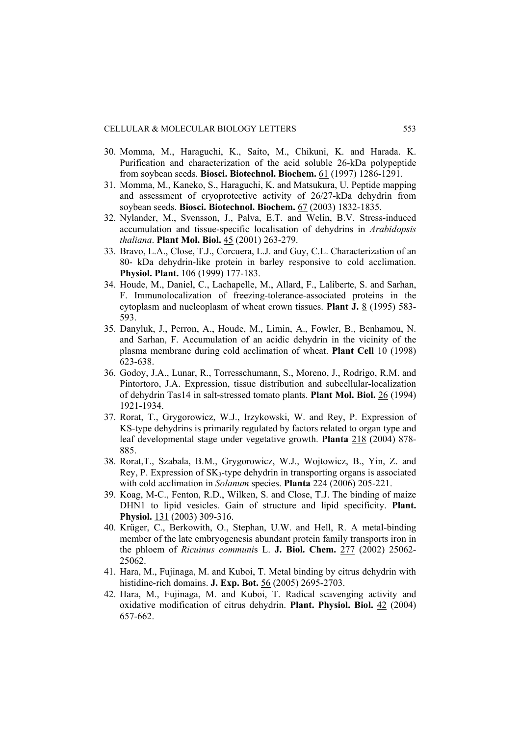30. Momma, M., Haraguchi, K., Saito, M., Chikuni, K. and Harada. K. Purification and characterization of the acid soluble 26-kDa polypeptide from soybean seeds. **Biosci. Biotechnol. Biochem.** 61 (1997) 1286-1291.
31. Momma, M., Kaneko, S., Haraguchi, K. and Matsukura, U. Peptide mapping and assessment of cryoprotective activity of 26/27-kDa dehydrin from soybean seeds. **Biosci. Biotechnol. Biochem.** 67 (2003) 1832-1835.
32. Nylander, M., Svensson, J., Palva, E.T. and Welin, B.V. Stress-induced accumulation and tissue-specific localisation of dehydrins in *Arabidopsis thaliana*. **Plant Mol. Biol.** 45 (2001) 263-279.
33. Bravo, L.A., Close, T.J., Corcuera, L.J. and Guy, C.L. Characterization of an 80- kDa dehydrin-like protein in barley responsive to cold acclimation. **Physiol. Plant.** 106 (1999) 177-183.
34. Houde, M., Daniel, C., Lachapelle, M., Allard, F., Laliberte, S. and Sarhan, F. Immunolocalization of freezing-tolerance-associated proteins in the cytoplasm and nucleoplasm of wheat crown tissues. **Plant J.** 8 (1995) 583-593.
35. Danyluk, J., Perron, A., Houde, M., Limin, A., Fowler, B., Benhamou, N. and Sarhan, F. Accumulation of an acidic dehydrin in the vicinity of the plasma membrane during cold acclimation of wheat. **Plant Cell** 10 (1998) 623-638.
36. Godoy, J.A., Lunar, R., Torresschumann, S., Moreno, J., Rodrigo, R.M. and Pintortoro, J.A. Expression, tissue distribution and subcellular-localization of dehydrin Tas14 in salt-stressed tomato plants. **Plant Mol. Biol.** 26 (1994) 1921-1934.
37. Rorat, T., Grygorowicz, W.J., Irzykowski, W. and Rey, P. Expression of KS-type dehydrins is primarily regulated by factors related to organ type and leaf developmental stage under vegetative growth. **Planta** 218 (2004) 878-885.
38. Rorat,T., Szabala, B.M., Grygorowicz, W.J., Wojtowicz, B., Yin, Z. and Rey, P. Expression of $SK_3$-type dehydrin in transporting organs is associated with cold acclimation in *Solanum* species. **Planta** 224 (2006) 205-221.
39. Koag, M-C., Fenton, R.D., Wilken, S. and Close, T.J. The binding of maize DHN1 to lipid vesicles. Gain of structure and lipid specificity. **Plant. Physiol.** 131 (2003) 309-316.
40. Krüger, C., Berkowith, O., Stephan, U.W. and Hell, R. A metal-binding member of the late embryogenesis abundant protein family transports iron in the phloem of *Ricuinus communi*s L. **J. Biol. Chem.** 277 (2002) 25062-25062.
41. Hara, M., Fujinaga, M. and Kuboi, T. Metal binding by citrus dehydrin with histidine-rich domains. **J. Exp. Bot.** 56 (2005) 2695-2703.
42. Hara, M., Fujinaga, M. and Kuboi, T. Radical scavenging activity and oxidative modification of citrus dehydrin. **Plant. Physiol. Biol.** 42 (2004) 657-662.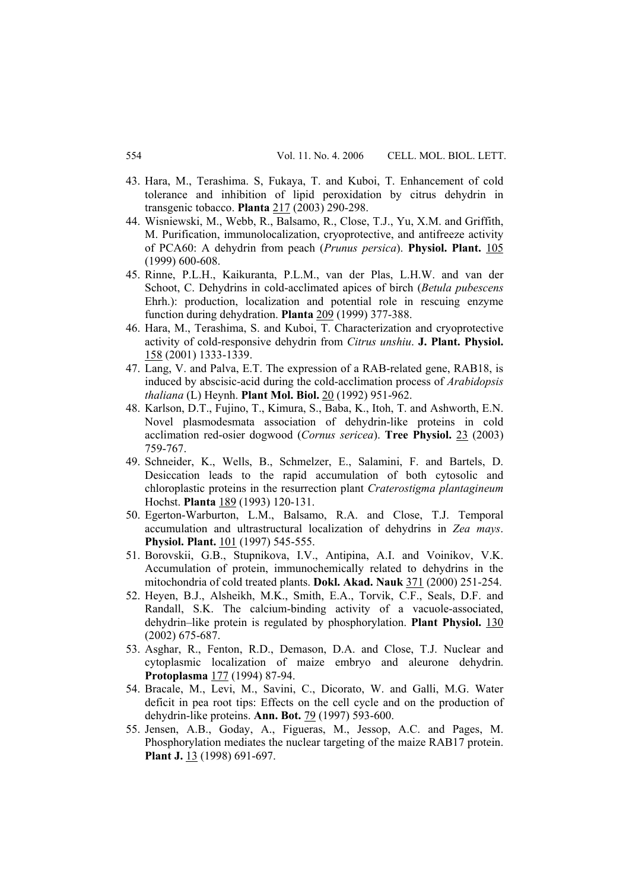43. Hara, M., Terashima. S, Fukaya, T. and Kuboi, T. Enhancement of cold tolerance and inhibition of lipid peroxidation by citrus dehydrin in transgenic tobacco. **Planta** 217 (2003) 290-298.
44. Wisniewski, M., Webb, R., Balsamo, R., Close, T.J., Yu, X.M. and Griffith, M. Purification, immunolocalization, cryoprotective, and antifreeze activity of PCA60: A dehydrin from peach (*Prunus persica*). **Physiol. Plant.** 105 (1999) 600-608.
45. Rinne, P.L.H., Kaikuranta, P.L.M., van der Plas, L.H.W. and van der Schoot, C. Dehydrins in cold-acclimated apices of birch (*Betula pubescens* Ehrh.): production, localization and potential role in rescuing enzyme function during dehydration. **Planta** 209 (1999) 377-388.
46. Hara, M., Terashima, S. and Kuboi, T. Characterization and cryoprotective activity of cold-responsive dehydrin from *Citrus unshiu*. **J. Plant. Physiol.** 158 (2001) 1333-1339.
47. Lang, V. and Palva, E.T. The expression of a RAB-related gene, RAB18, is induced by abscisic-acid during the cold-acclimation process of *Arabidopsis thaliana* (L) Heynh. **Plant Mol. Biol.** 20 (1992) 951-962.
48. Karlson, D.T., Fujino, T., Kimura, S., Baba, K., Itoh, T. and Ashworth, E.N. Novel plasmodesmata association of dehydrin-like proteins in cold acclimation red-osier dogwood (*Cornus sericea*). **Tree Physiol.** 23 (2003) 759-767.
49. Schneider, K., Wells, B., Schmelzer, E., Salamini, F. and Bartels, D. Desiccation leads to the rapid accumulation of both cytosolic and chloroplastic proteins in the resurrection plant *Craterostigma plantagineum* Hochst. **Planta** 189 (1993) 120-131.
50. Egerton-Warburton, L.M., Balsamo, R.A. and Close, T.J. Temporal accumulation and ultrastructural localization of dehydrins in *Zea mays*. **Physiol. Plant.** 101 (1997) 545-555.
51. Borovskii, G.B., Stupnikova, I.V., Antipina, A.I. and Voinikov, V.K. Accumulation of protein, immunochemically related to dehydrins in the mitochondria of cold treated plants. **Dokl. Akad. Nauk** 371 (2000) 251-254.
52. Heyen, B.J., Alsheikh, M.K., Smith, E.A., Torvik, C.F., Seals, D.F. and Randall, S.K. The calcium-binding activity of a vacuole-associated, dehydrin–like protein is regulated by phosphorylation. **Plant Physiol.** 130 (2002) 675-687.
53. Asghar, R., Fenton, R.D., Demason, D.A. and Close, T.J. Nuclear and cytoplasmic localization of maize embryo and aleurone dehydrin. **Protoplasma** 177 (1994) 87-94.
54. Bracale, M., Levi, M., Savini, C., Dicorato, W. and Galli, M.G. Water deficit in pea root tips: Effects on the cell cycle and on the production of dehydrin-like proteins. **Ann. Bot.** 79 (1997) 593-600.
55. Jensen, A.B., Goday, A., Figueras, M., Jessop, A.C. and Pages, M. Phosphorylation mediates the nuclear targeting of the maize RAB17 protein. **Plant J.** 13 (1998) 691-697.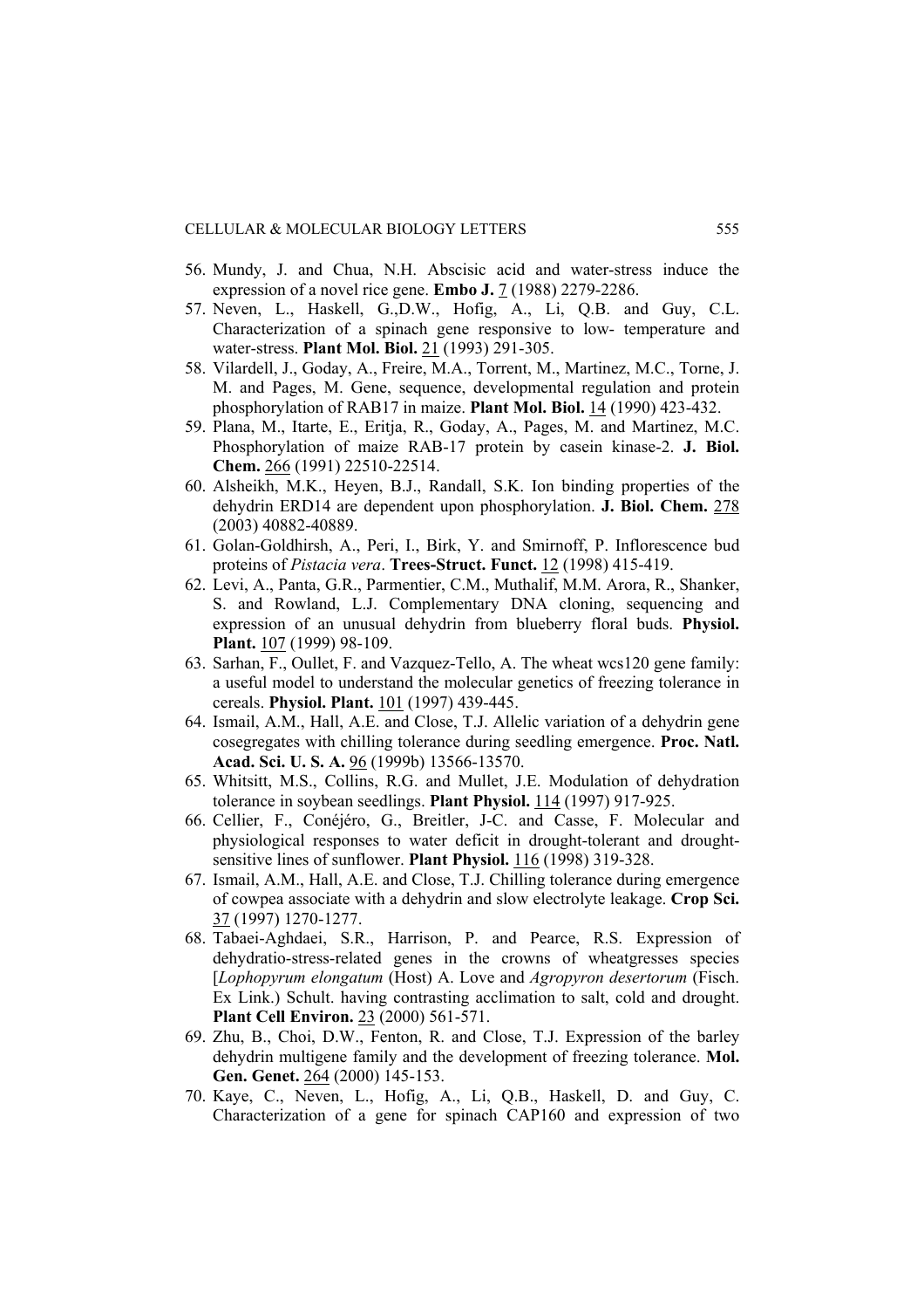56. Mundy, J. and Chua, N.H. Abscisic acid and water-stress induce the expression of a novel rice gene. **Embo J.** 7 (1988) 2279-2286.
57. Neven, L., Haskell, G.,D.W., Hofig, A., Li, Q.B. and Guy, C.L. Characterization of a spinach gene responsive to low- temperature and water-stress. **Plant Mol. Biol.** 21 (1993) 291-305.
58. Vilardell, J., Goday, A., Freire, M.A., Torrent, M., Martinez, M.C., Torne, J. M. and Pages, M. Gene, sequence, developmental regulation and protein phosphorylation of RAB17 in maize. **Plant Mol. Biol.** 14 (1990) 423-432.
59. Plana, M., Itarte, E., Eritja, R., Goday, A., Pages, M. and Martinez, M.C. Phosphorylation of maize RAB-17 protein by casein kinase-2. **J. Biol. Chem.** 266 (1991) 22510-22514.
60. Alsheikh, M.K., Heyen, B.J., Randall, S.K. Ion binding properties of the dehydrin ERD14 are dependent upon phosphorylation. **J. Biol. Chem.** 278 (2003) 40882-40889.
61. Golan-Goldhirsh, A., Peri, I., Birk, Y. and Smirnoff, P. Inflorescence bud proteins of *Pistacia vera*. **Trees-Struct. Funct.** 12 (1998) 415-419.
62. Levi, A., Panta, G.R., Parmentier, C.M., Muthalif, M.M. Arora, R., Shanker, S. and Rowland, L.J. Complementary DNA cloning, sequencing and expression of an unusual dehydrin from blueberry floral buds. **Physiol. Plant.** 107 (1999) 98-109.
63. Sarhan, F., Oullet, F. and Vazquez-Tello, A. The wheat wcs120 gene family: a useful model to understand the molecular genetics of freezing tolerance in cereals. **Physiol. Plant.** 101 (1997) 439-445.
64. Ismail, A.M., Hall, A.E. and Close, T.J. Allelic variation of a dehydrin gene cosegregates with chilling tolerance during seedling emergence. **Proc. Natl. Acad. Sci. U. S. A.** 96 (1999b) 13566-13570.
65. Whitsitt, M.S., Collins, R.G. and Mullet, J.E. Modulation of dehydration tolerance in soybean seedlings. **Plant Physiol.** 114 (1997) 917-925.
66. Cellier, F., Conéjéro, G., Breitler, J-C. and Casse, F. Molecular and physiological responses to water deficit in drought-tolerant and drought-sensitive lines of sunflower. **Plant Physiol.** 116 (1998) 319-328.
67. Ismail, A.M., Hall, A.E. and Close, T.J. Chilling tolerance during emergence of cowpea associate with a dehydrin and slow electrolyte leakage. **Crop Sci.** 37 (1997) 1270-1277.
68. Tabaei-Aghdaei, S.R., Harrison, P. and Pearce, R.S. Expression of dehydratio-stress-related genes in the crowns of wheatgresses species [*Lophopyrum elongatum* (Host) A. Love and *Agropyron desertorum* (Fisch. Ex Link.) Schult. having contrasting acclimation to salt, cold and drought. **Plant Cell Environ.** 23 (2000) 561-571.
69. Zhu, B., Choi, D.W., Fenton, R. and Close, T.J. Expression of the barley dehydrin multigene family and the development of freezing tolerance. **Mol. Gen. Genet.** 264 (2000) 145-153.
70. Kaye, C., Neven, L., Hofig, A., Li, Q.B., Haskell, D. and Guy, C. Characterization of a gene for spinach CAP160 and expression of two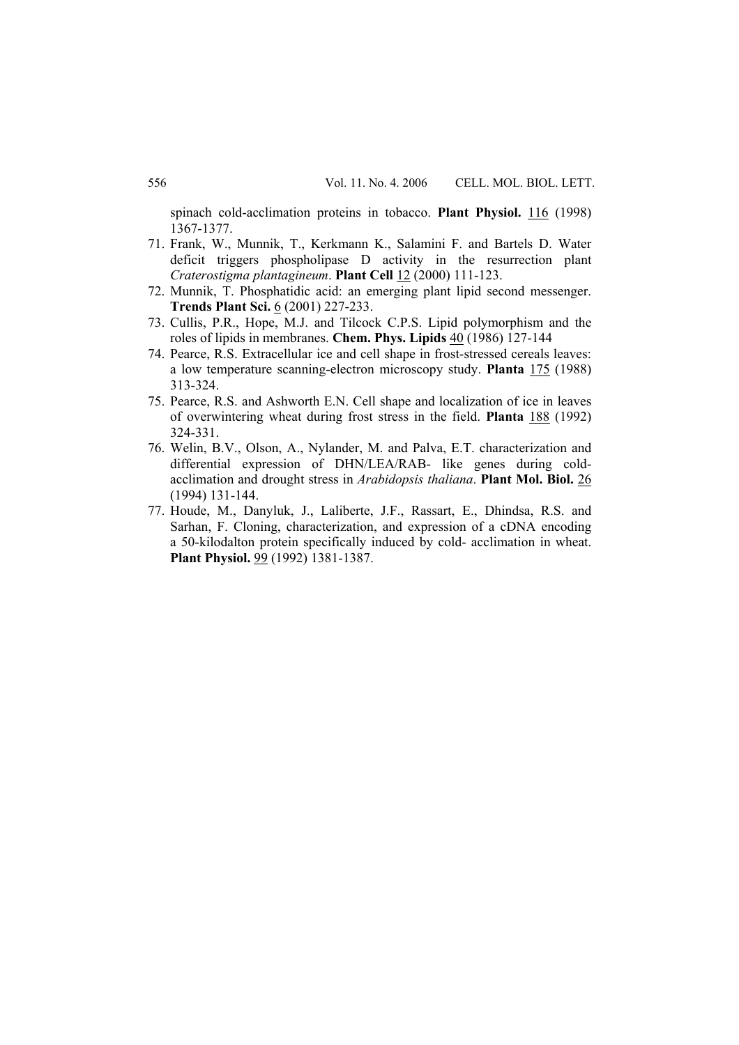spinach cold-acclimation proteins in tobacco. **Plant Physiol.** 116 (1998) 1367-1377.

71. Frank, W., Munnik, T., Kerkmann K., Salamini F. and Bartels D. Water deficit triggers phospholipase D activity in the resurrection plant *Craterostigma plantagineum*. **Plant Cell** 12 (2000) 111-123.
72. Munnik, T. Phosphatidic acid: an emerging plant lipid second messenger. **Trends Plant Sci.** 6 (2001) 227-233.
73. Cullis, P.R., Hope, M.J. and Tilcock C.P.S. Lipid polymorphism and the roles of lipids in membranes. **Chem. Phys. Lipids** 40 (1986) 127-144
74. Pearce, R.S. Extracellular ice and cell shape in frost-stressed cereals leaves: a low temperature scanning-electron microscopy study. **Planta** 175 (1988) 313-324.
75. Pearce, R.S. and Ashworth E.N. Cell shape and localization of ice in leaves of overwintering wheat during frost stress in the field. **Planta** 188 (1992) 324-331.
76. Welin, B.V., Olson, A., Nylander, M. and Palva, E.T. characterization and differential expression of DHN/LEA/RAB- like genes during cold-acclimation and drought stress in *Arabidopsis thaliana*. **Plant Mol. Biol.** 26 (1994) 131-144.
77. Houde, M., Danyluk, J., Laliberte, J.F., Rassart, E., Dhindsa, R.S. and Sarhan, F. Cloning, characterization, and expression of a cDNA encoding a 50-kilodalton protein specifically induced by cold- acclimation in wheat. **Plant Physiol.** 99 (1992) 1381-1387.